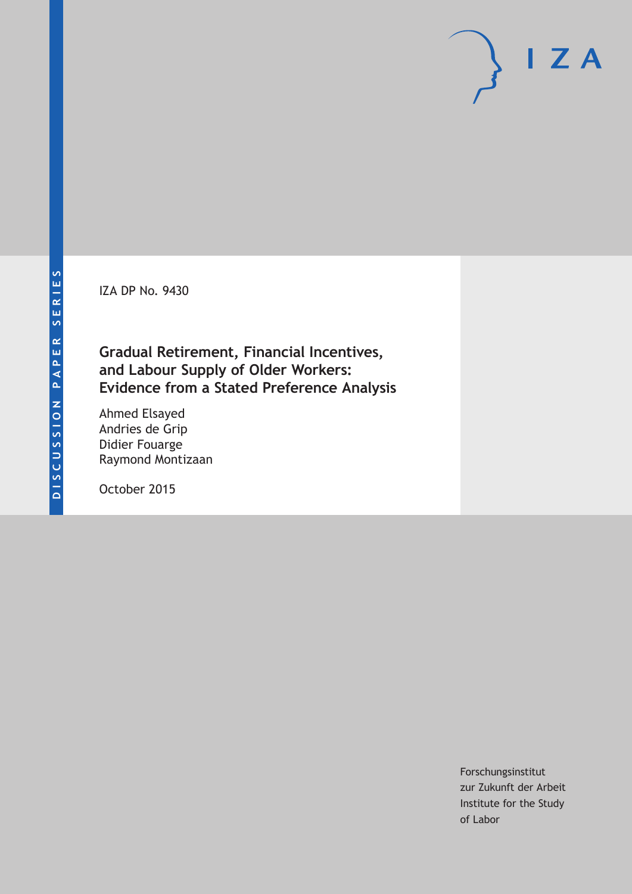DISCUSSION PAPER SERIES

IZA DP No. 9430

# Gradual Retirement, Financial Incentives, and Labour Supply of Older Workers: Evidence from a Stated Preference Analysis

Ahmed Elsayed
Andries de Grip
Didier Fouarge
Raymond Montizaan

October 2015

Forschungsinstitut
zur Zukunft der Arbeit
Institute for the Study
of Labor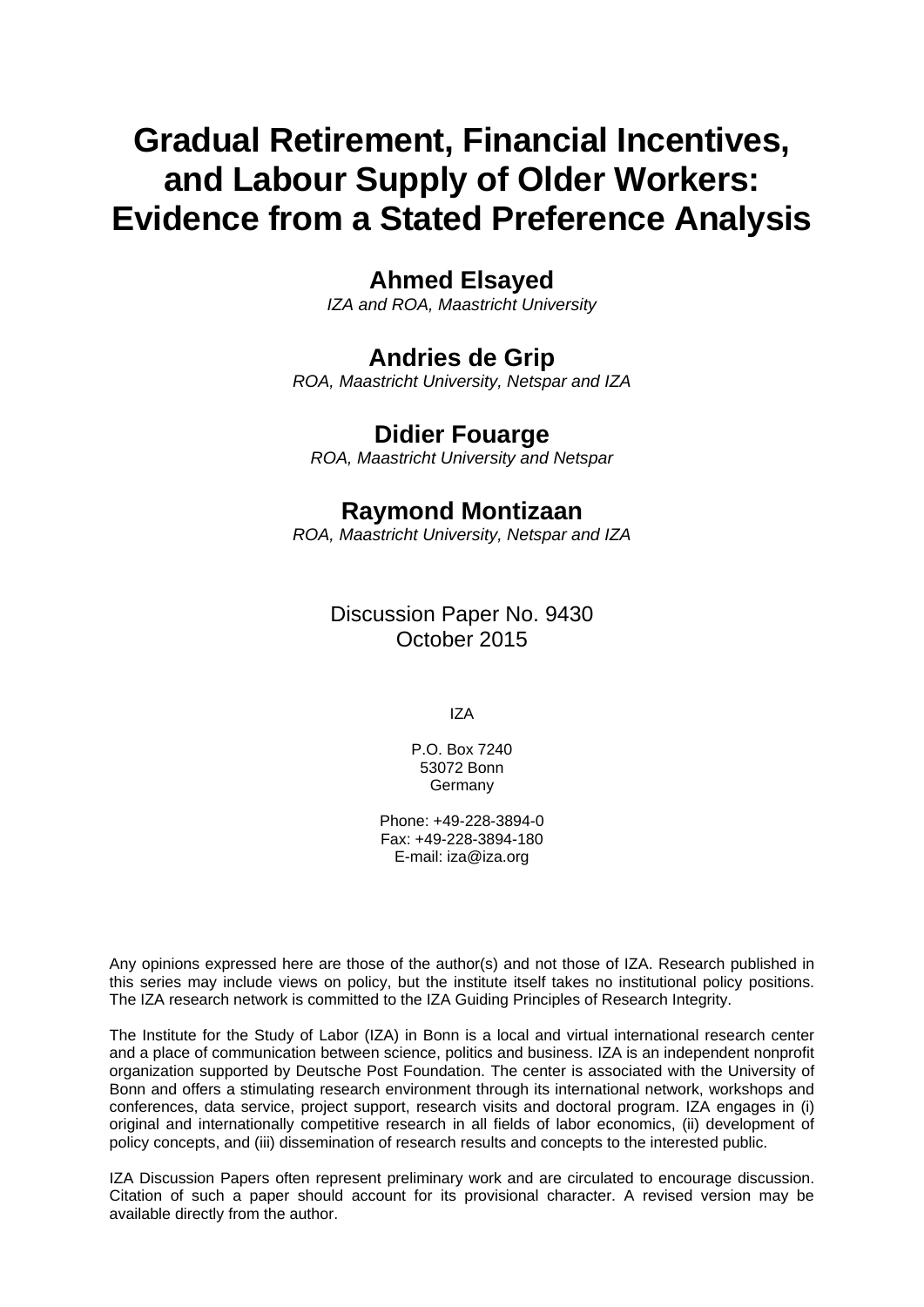# Gradual Retirement, Financial Incentives, and Labour Supply of Older Workers: Evidence from a Stated Preference Analysis

**Ahmed Elsayed**
*IZA and ROA, Maastricht University*

**Andries de Grip**
*ROA, Maastricht University, Netspar and IZA*

**Didier Fouarge**
*ROA, Maastricht University and Netspar*

**Raymond Montizaan**
*ROA, Maastricht University, Netspar and IZA*

Discussion Paper No. 9430
October 2015

IZA

P.O. Box 7240
53072 Bonn
Germany

Phone: +49-228-3894-0
Fax: +49-228-3894-180
E-mail: iza@iza.org

Any opinions expressed here are those of the author(s) and not those of IZA. Research published in this series may include views on policy, but the institute itself takes no institutional policy positions. The IZA research network is committed to the IZA Guiding Principles of Research Integrity.

The Institute for the Study of Labor (IZA) in Bonn is a local and virtual international research center and a place of communication between science, politics and business. IZA is an independent nonprofit organization supported by Deutsche Post Foundation. The center is associated with the University of Bonn and offers a stimulating research environment through its international network, workshops and conferences, data service, project support, research visits and doctoral program. IZA engages in (i) original and internationally competitive research in all fields of labor economics, (ii) development of policy concepts, and (iii) dissemination of research results and concepts to the interested public.

IZA Discussion Papers often represent preliminary work and are circulated to encourage discussion. Citation of such a paper should account for its provisional character. A revised version may be available directly from the author.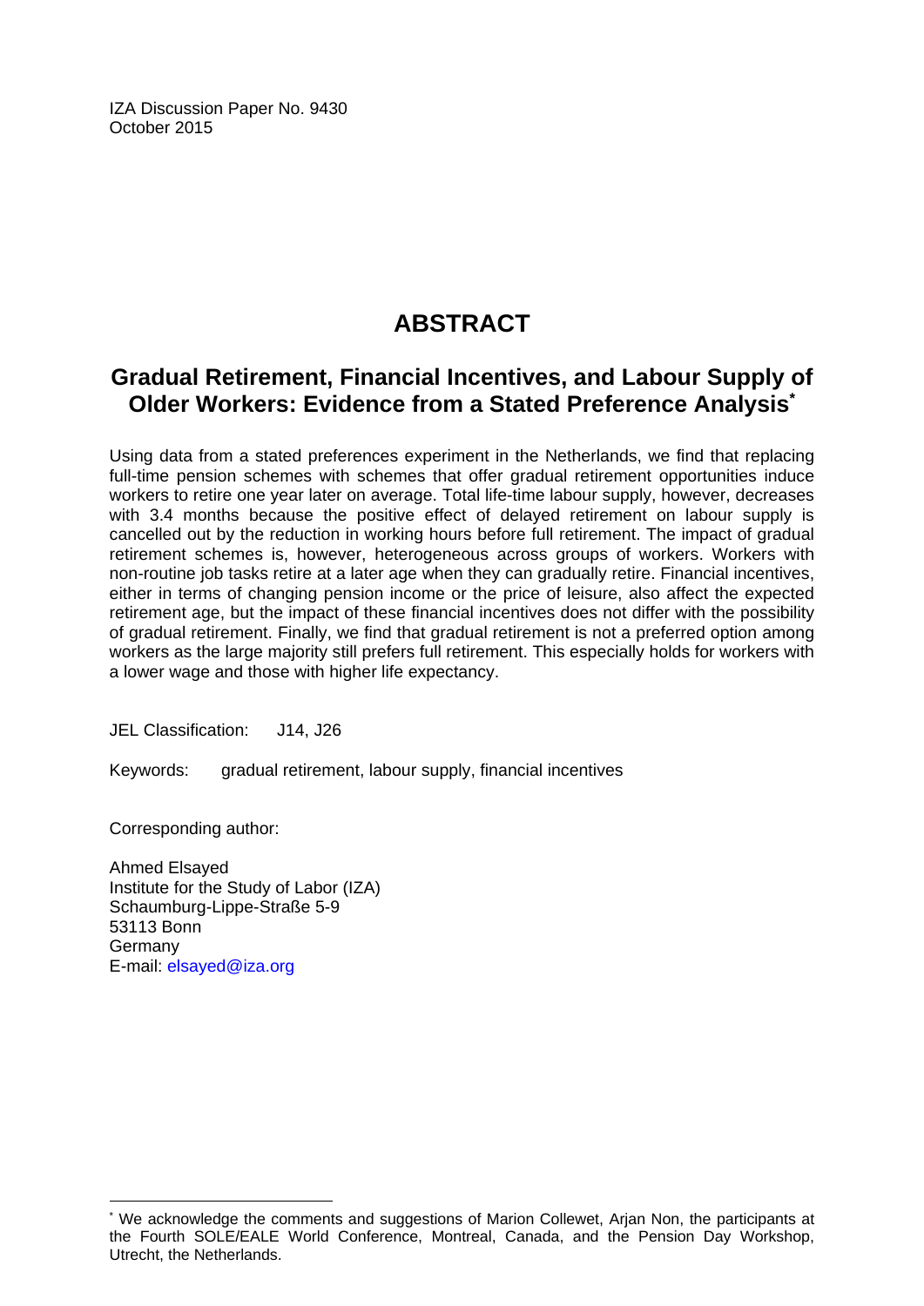IZA Discussion Paper No. 9430
October 2015

# ABSTRACT

## Gradual Retirement, Financial Incentives, and Labour Supply of Older Workers: Evidence from a Stated Preference Analysis*

Using data from a stated preferences experiment in the Netherlands, we find that replacing full-time pension schemes with schemes that offer gradual retirement opportunities induce workers to retire one year later on average. Total life-time labour supply, however, decreases with 3.4 months because the positive effect of delayed retirement on labour supply is cancelled out by the reduction in working hours before full retirement. The impact of gradual retirement schemes is, however, heterogeneous across groups of workers. Workers with non-routine job tasks retire at a later age when they can gradually retire. Financial incentives, either in terms of changing pension income or the price of leisure, also affect the expected retirement age, but the impact of these financial incentives does not differ with the possibility of gradual retirement. Finally, we find that gradual retirement is not a preferred option among workers as the large majority still prefers full retirement. This especially holds for workers with a lower wage and those with higher life expectancy.

JEL Classification: J14, J26

Keywords: gradual retirement, labour supply, financial incentives

Corresponding author:

Ahmed Elsayed
Institute for the Study of Labor (IZA)
Schaumburg-Lippe-Straße 5-9
53113 Bonn
Germany
E-mail: elsayed@iza.org

---

* We acknowledge the comments and suggestions of Marion Collewet, Arjan Non, the participants at the Fourth SOLE/EALE World Conference, Montreal, Canada, and the Pension Day Workshop, Utrecht, the Netherlands.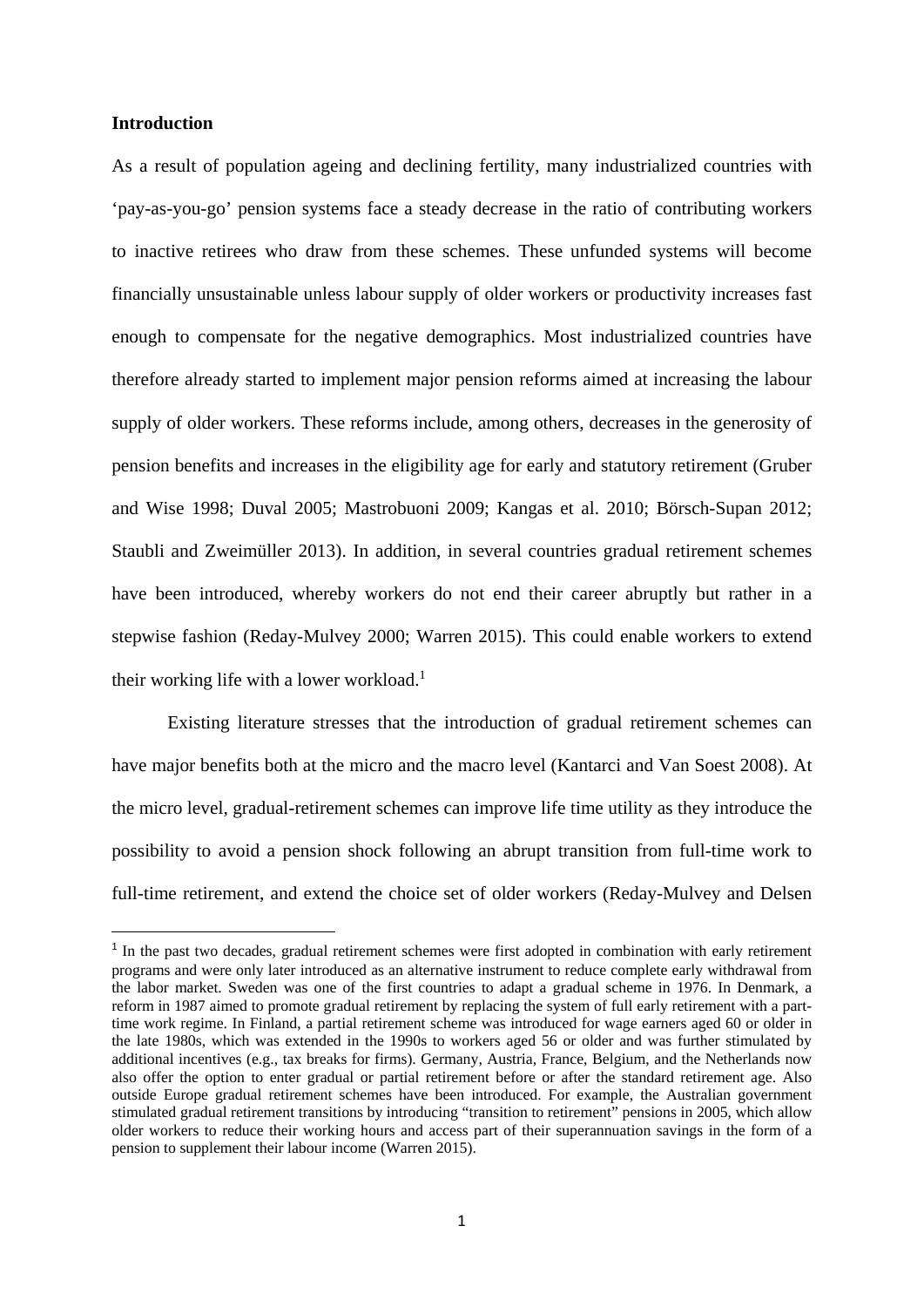## Introduction

As a result of population ageing and declining fertility, many industrialized countries with 'pay-as-you-go' pension systems face a steady decrease in the ratio of contributing workers to inactive retirees who draw from these schemes. These unfunded systems will become financially unsustainable unless labour supply of older workers or productivity increases fast enough to compensate for the negative demographics. Most industrialized countries have therefore already started to implement major pension reforms aimed at increasing the labour supply of older workers. These reforms include, among others, decreases in the generosity of pension benefits and increases in the eligibility age for early and statutory retirement (Gruber and Wise 1998; Duval 2005; Mastrobuoni 2009; Kangas et al. 2010; Börsch-Supan 2012; Staubli and Zweimüller 2013). In addition, in several countries gradual retirement schemes have been introduced, whereby workers do not end their career abruptly but rather in a stepwise fashion (Reday-Mulvey 2000; Warren 2015). This could enable workers to extend their working life with a lower workload.[1]

Existing literature stresses that the introduction of gradual retirement schemes can have major benefits both at the micro and the macro level (Kantarci and Van Soest 2008). At the micro level, gradual-retirement schemes can improve life time utility as they introduce the possibility to avoid a pension shock following an abrupt transition from full-time work to full-time retirement, and extend the choice set of older workers (Reday-Mulvey and Delsen

[1] In the past two decades, gradual retirement schemes were first adopted in combination with early retirement programs and were only later introduced as an alternative instrument to reduce complete early withdrawal from the labor market. Sweden was one of the first countries to adapt a gradual scheme in 1976. In Denmark, a reform in 1987 aimed to promote gradual retirement by replacing the system of full early retirement with a part-time work regime. In Finland, a partial retirement scheme was introduced for wage earners aged 60 or older in the late 1980s, which was extended in the 1990s to workers aged 56 or older and was further stimulated by additional incentives (e.g., tax breaks for firms). Germany, Austria, France, Belgium, and the Netherlands now also offer the option to enter gradual or partial retirement before or after the standard retirement age. Also outside Europe gradual retirement schemes have been introduced. For example, the Australian government stimulated gradual retirement transitions by introducing "transition to retirement" pensions in 2005, which allow older workers to reduce their working hours and access part of their superannuation savings in the form of a pension to supplement their labour income (Warren 2015).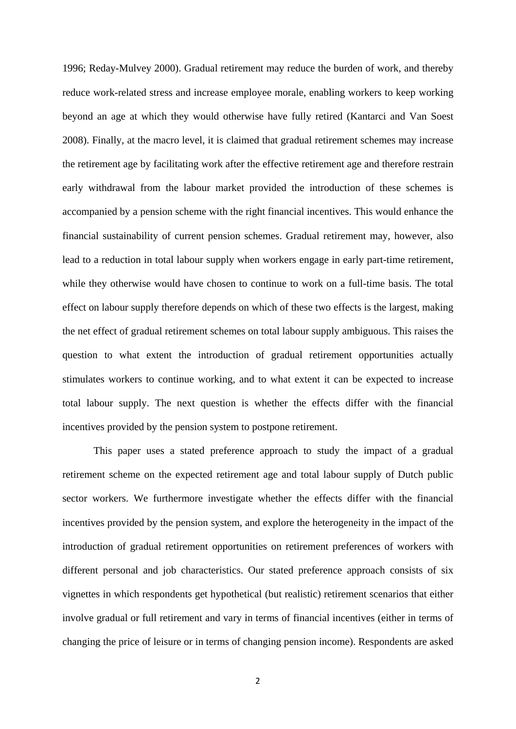1996; Reday-Mulvey 2000). Gradual retirement may reduce the burden of work, and thereby reduce work-related stress and increase employee morale, enabling workers to keep working beyond an age at which they would otherwise have fully retired (Kantarci and Van Soest 2008). Finally, at the macro level, it is claimed that gradual retirement schemes may increase the retirement age by facilitating work after the effective retirement age and therefore restrain early withdrawal from the labour market provided the introduction of these schemes is accompanied by a pension scheme with the right financial incentives. This would enhance the financial sustainability of current pension schemes. Gradual retirement may, however, also lead to a reduction in total labour supply when workers engage in early part-time retirement, while they otherwise would have chosen to continue to work on a full-time basis. The total effect on labour supply therefore depends on which of these two effects is the largest, making the net effect of gradual retirement schemes on total labour supply ambiguous. This raises the question to what extent the introduction of gradual retirement opportunities actually stimulates workers to continue working, and to what extent it can be expected to increase total labour supply. The next question is whether the effects differ with the financial incentives provided by the pension system to postpone retirement.

This paper uses a stated preference approach to study the impact of a gradual retirement scheme on the expected retirement age and total labour supply of Dutch public sector workers. We furthermore investigate whether the effects differ with the financial incentives provided by the pension system, and explore the heterogeneity in the impact of the introduction of gradual retirement opportunities on retirement preferences of workers with different personal and job characteristics. Our stated preference approach consists of six vignettes in which respondents get hypothetical (but realistic) retirement scenarios that either involve gradual or full retirement and vary in terms of financial incentives (either in terms of changing the price of leisure or in terms of changing pension income). Respondents are asked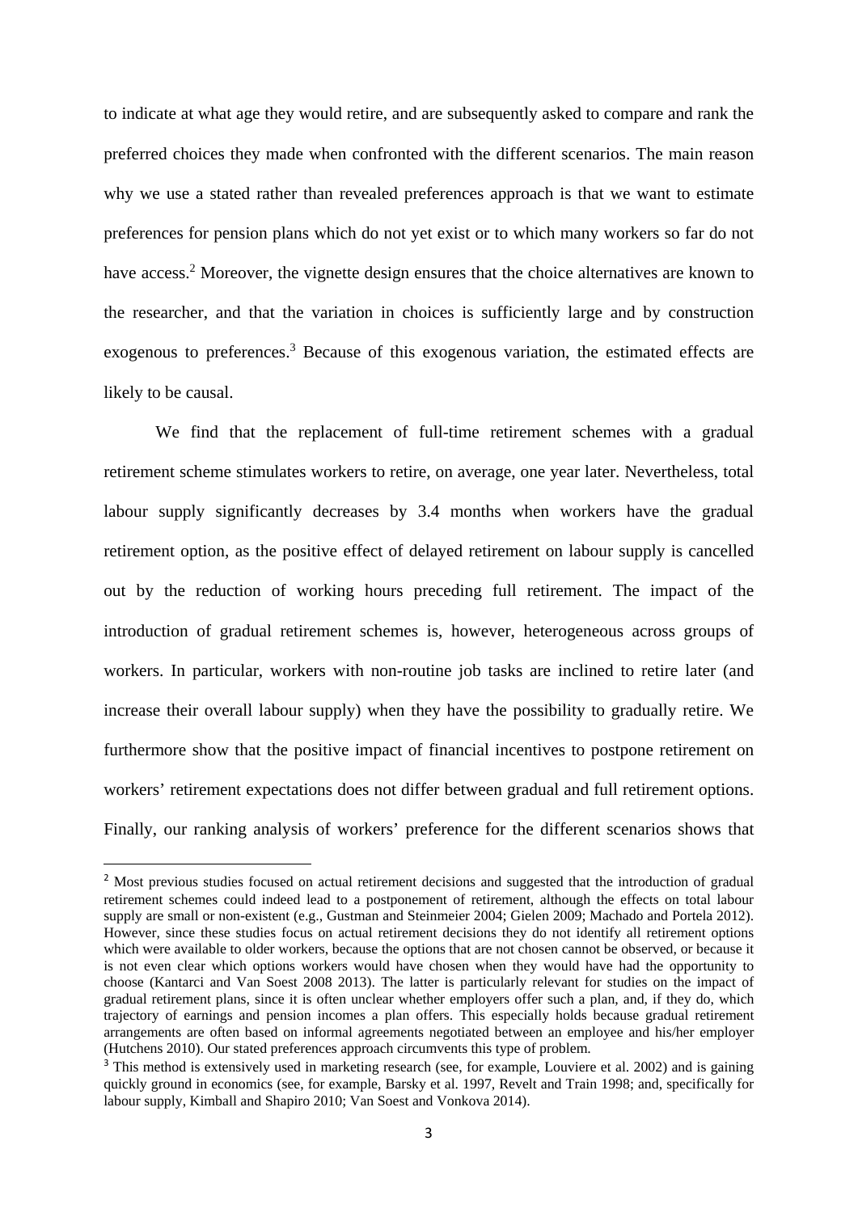to indicate at what age they would retire, and are subsequently asked to compare and rank the preferred choices they made when confronted with the different scenarios. The main reason why we use a stated rather than revealed preferences approach is that we want to estimate preferences for pension plans which do not yet exist or to which many workers so far do not have access.[2] Moreover, the vignette design ensures that the choice alternatives are known to the researcher, and that the variation in choices is sufficiently large and by construction exogenous to preferences.[3] Because of this exogenous variation, the estimated effects are likely to be causal.

We find that the replacement of full-time retirement schemes with a gradual retirement scheme stimulates workers to retire, on average, one year later. Nevertheless, total labour supply significantly decreases by 3.4 months when workers have the gradual retirement option, as the positive effect of delayed retirement on labour supply is cancelled out by the reduction of working hours preceding full retirement. The impact of the introduction of gradual retirement schemes is, however, heterogeneous across groups of workers. In particular, workers with non-routine job tasks are inclined to retire later (and increase their overall labour supply) when they have the possibility to gradually retire. We furthermore show that the positive impact of financial incentives to postpone retirement on workers' retirement expectations does not differ between gradual and full retirement options. Finally, our ranking analysis of workers' preference for the different scenarios shows that

[2] Most previous studies focused on actual retirement decisions and suggested that the introduction of gradual retirement schemes could indeed lead to a postponement of retirement, although the effects on total labour supply are small or non-existent (e.g., Gustman and Steinmeier 2004; Gielen 2009; Machado and Portela 2012). However, since these studies focus on actual retirement decisions they do not identify all retirement options which were available to older workers, because the options that are not chosen cannot be observed, or because it is not even clear which options workers would have chosen when they would have had the opportunity to choose (Kantarci and Van Soest 2008 2013). The latter is particularly relevant for studies on the impact of gradual retirement plans, since it is often unclear whether employers offer such a plan, and, if they do, which trajectory of earnings and pension incomes a plan offers. This especially holds because gradual retirement arrangements are often based on informal agreements negotiated between an employee and his/her employer (Hutchens 2010). Our stated preferences approach circumvents this type of problem.

[3] This method is extensively used in marketing research (see, for example, Louviere et al. 2002) and is gaining quickly ground in economics (see, for example, Barsky et al. 1997, Revelt and Train 1998; and, specifically for labour supply, Kimball and Shapiro 2010; Van Soest and Vonkova 2014).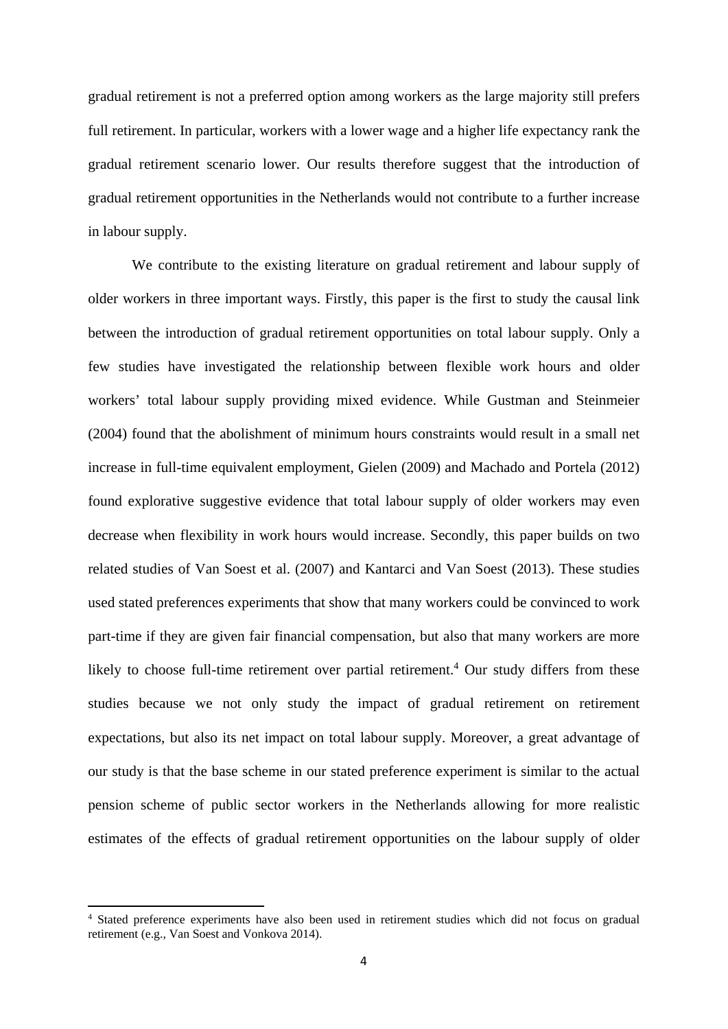gradual retirement is not a preferred option among workers as the large majority still prefers full retirement. In particular, workers with a lower wage and a higher life expectancy rank the gradual retirement scenario lower. Our results therefore suggest that the introduction of gradual retirement opportunities in the Netherlands would not contribute to a further increase in labour supply.

We contribute to the existing literature on gradual retirement and labour supply of older workers in three important ways. Firstly, this paper is the first to study the causal link between the introduction of gradual retirement opportunities on total labour supply. Only a few studies have investigated the relationship between flexible work hours and older workers' total labour supply providing mixed evidence. While Gustman and Steinmeier (2004) found that the abolishment of minimum hours constraints would result in a small net increase in full-time equivalent employment, Gielen (2009) and Machado and Portela (2012) found explorative suggestive evidence that total labour supply of older workers may even decrease when flexibility in work hours would increase. Secondly, this paper builds on two related studies of Van Soest et al. (2007) and Kantarci and Van Soest (2013). These studies used stated preferences experiments that show that many workers could be convinced to work part-time if they are given fair financial compensation, but also that many workers are more likely to choose full-time retirement over partial retirement.[4] Our study differs from these studies because we not only study the impact of gradual retirement on retirement expectations, but also its net impact on total labour supply. Moreover, a great advantage of our study is that the base scheme in our stated preference experiment is similar to the actual pension scheme of public sector workers in the Netherlands allowing for more realistic estimates of the effects of gradual retirement opportunities on the labour supply of older

[4] Stated preference experiments have also been used in retirement studies which did not focus on gradual retirement (e.g., Van Soest and Vonkova 2014).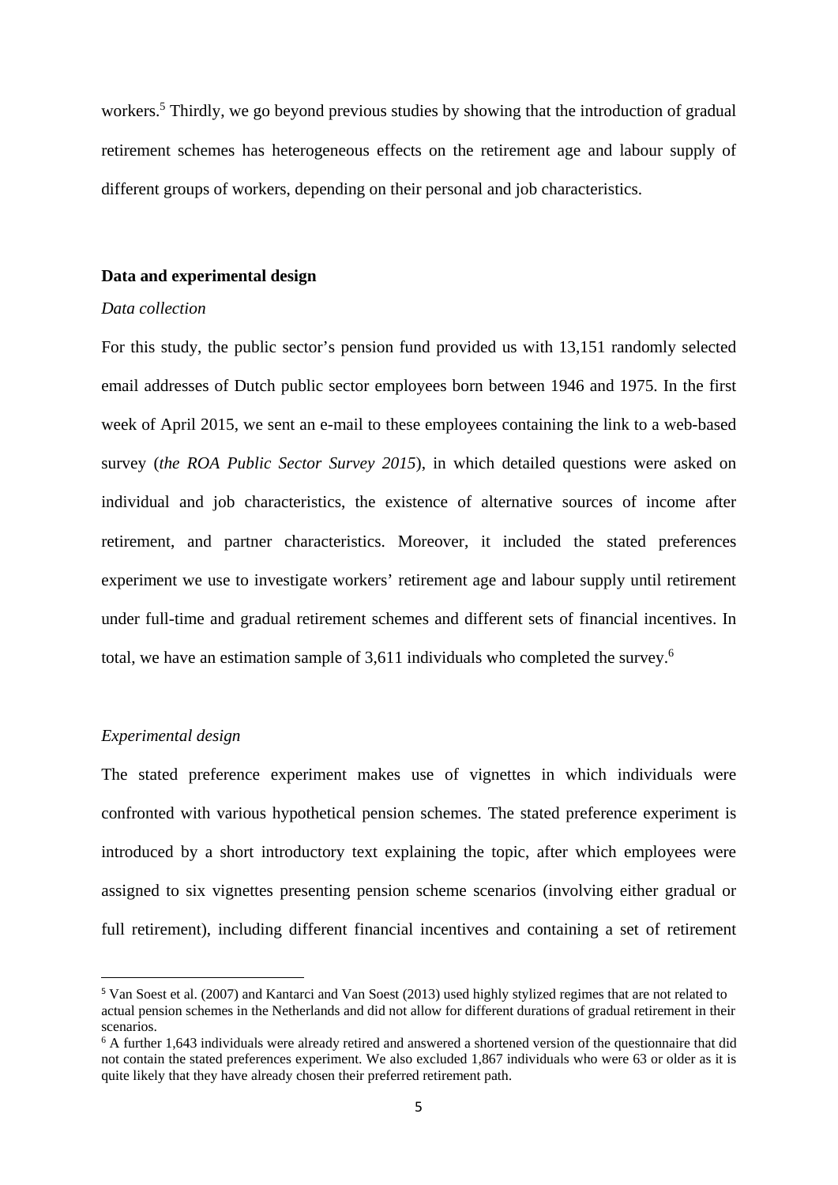workers.[5] Thirdly, we go beyond previous studies by showing that the introduction of gradual retirement schemes has heterogeneous effects on the retirement age and labour supply of different groups of workers, depending on their personal and job characteristics.

## Data and experimental design

### *Data collection*

For this study, the public sector's pension fund provided us with 13,151 randomly selected email addresses of Dutch public sector employees born between 1946 and 1975. In the first week of April 2015, we sent an e-mail to these employees containing the link to a web-based survey (*the ROA Public Sector Survey 2015*), in which detailed questions were asked on individual and job characteristics, the existence of alternative sources of income after retirement, and partner characteristics. Moreover, it included the stated preferences experiment we use to investigate workers' retirement age and labour supply until retirement under full-time and gradual retirement schemes and different sets of financial incentives. In total, we have an estimation sample of 3,611 individuals who completed the survey.[6]

### *Experimental design*

The stated preference experiment makes use of vignettes in which individuals were confronted with various hypothetical pension schemes. The stated preference experiment is introduced by a short introductory text explaining the topic, after which employees were assigned to six vignettes presenting pension scheme scenarios (involving either gradual or full retirement), including different financial incentives and containing a set of retirement

[5] Van Soest et al. (2007) and Kantarci and Van Soest (2013) used highly stylized regimes that are not related to actual pension schemes in the Netherlands and did not allow for different durations of gradual retirement in their scenarios.

[6] A further 1,643 individuals were already retired and answered a shortened version of the questionnaire that did not contain the stated preferences experiment. We also excluded 1,867 individuals who were 63 or older as it is quite likely that they have already chosen their preferred retirement path.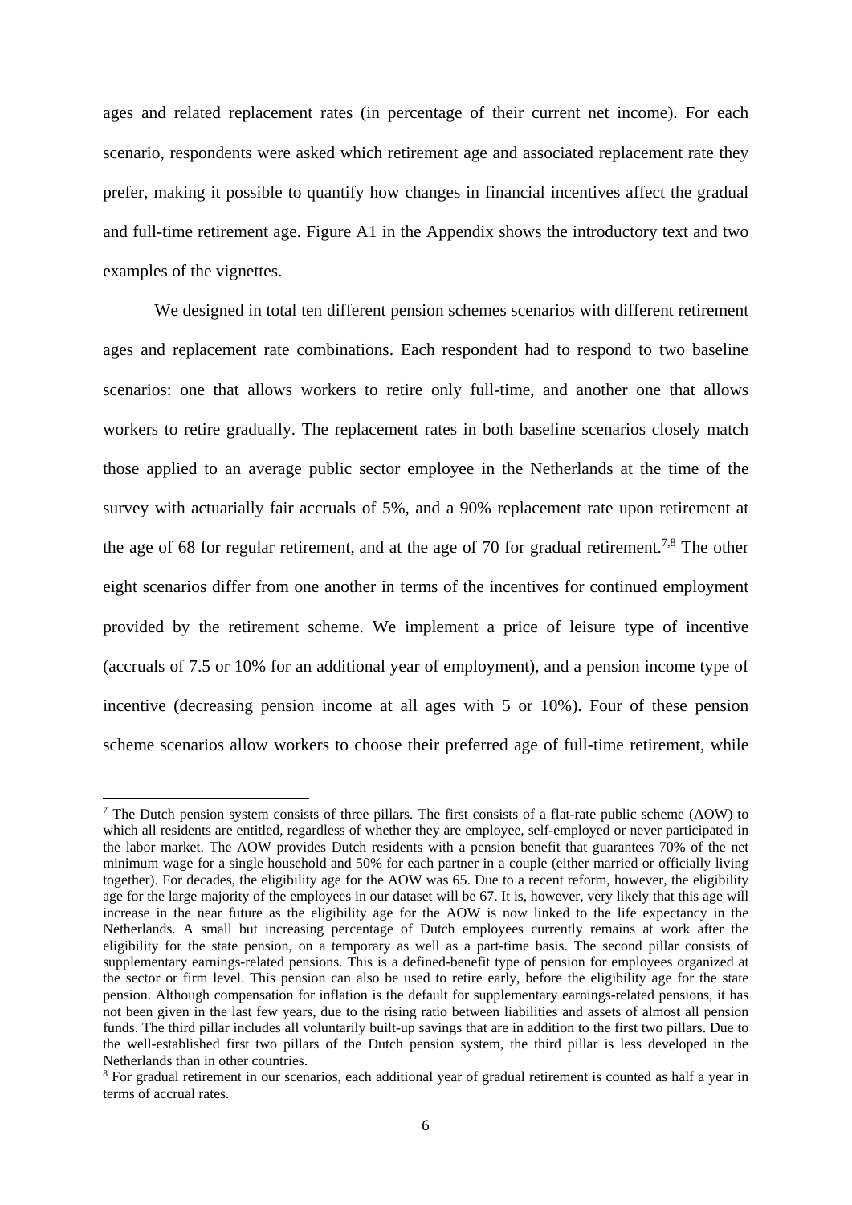ages and related replacement rates (in percentage of their current net income). For each scenario, respondents were asked which retirement age and associated replacement rate they prefer, making it possible to quantify how changes in financial incentives affect the gradual and full-time retirement age. Figure A1 in the Appendix shows the introductory text and two examples of the vignettes.

We designed in total ten different pension schemes scenarios with different retirement ages and replacement rate combinations. Each respondent had to respond to two baseline scenarios: one that allows workers to retire only full-time, and another one that allows workers to retire gradually. The replacement rates in both baseline scenarios closely match those applied to an average public sector employee in the Netherlands at the time of the survey with actuarially fair accruals of 5%, and a 90% replacement rate upon retirement at the age of 68 for regular retirement, and at the age of 70 for gradual retirement.[7,8] The other eight scenarios differ from one another in terms of the incentives for continued employment provided by the retirement scheme. We implement a price of leisure type of incentive (accruals of 7.5 or 10% for an additional year of employment), and a pension income type of incentive (decreasing pension income at all ages with 5 or 10%). Four of these pension scheme scenarios allow workers to choose their preferred age of full-time retirement, while

[7] The Dutch pension system consists of three pillars. The first consists of a flat-rate public scheme (AOW) to which all residents are entitled, regardless of whether they are employee, self-employed or never participated in the labor market. The AOW provides Dutch residents with a pension benefit that guarantees 70% of the net minimum wage for a single household and 50% for each partner in a couple (either married or officially living together). For decades, the eligibility age for the AOW was 65. Due to a recent reform, however, the eligibility age for the large majority of the employees in our dataset will be 67. It is, however, very likely that this age will increase in the near future as the eligibility age for the AOW is now linked to the life expectancy in the Netherlands. A small but increasing percentage of Dutch employees currently remains at work after the eligibility for the state pension, on a temporary as well as a part-time basis. The second pillar consists of supplementary earnings-related pensions. This is a defined-benefit type of pension for employees organized at the sector or firm level. This pension can also be used to retire early, before the eligibility age for the state pension. Although compensation for inflation is the default for supplementary earnings-related pensions, it has not been given in the last few years, due to the rising ratio between liabilities and assets of almost all pension funds. The third pillar includes all voluntarily built-up savings that are in addition to the first two pillars. Due to the well-established first two pillars of the Dutch pension system, the third pillar is less developed in the Netherlands than in other countries.

[8] For gradual retirement in our scenarios, each additional year of gradual retirement is counted as half a year in terms of accrual rates.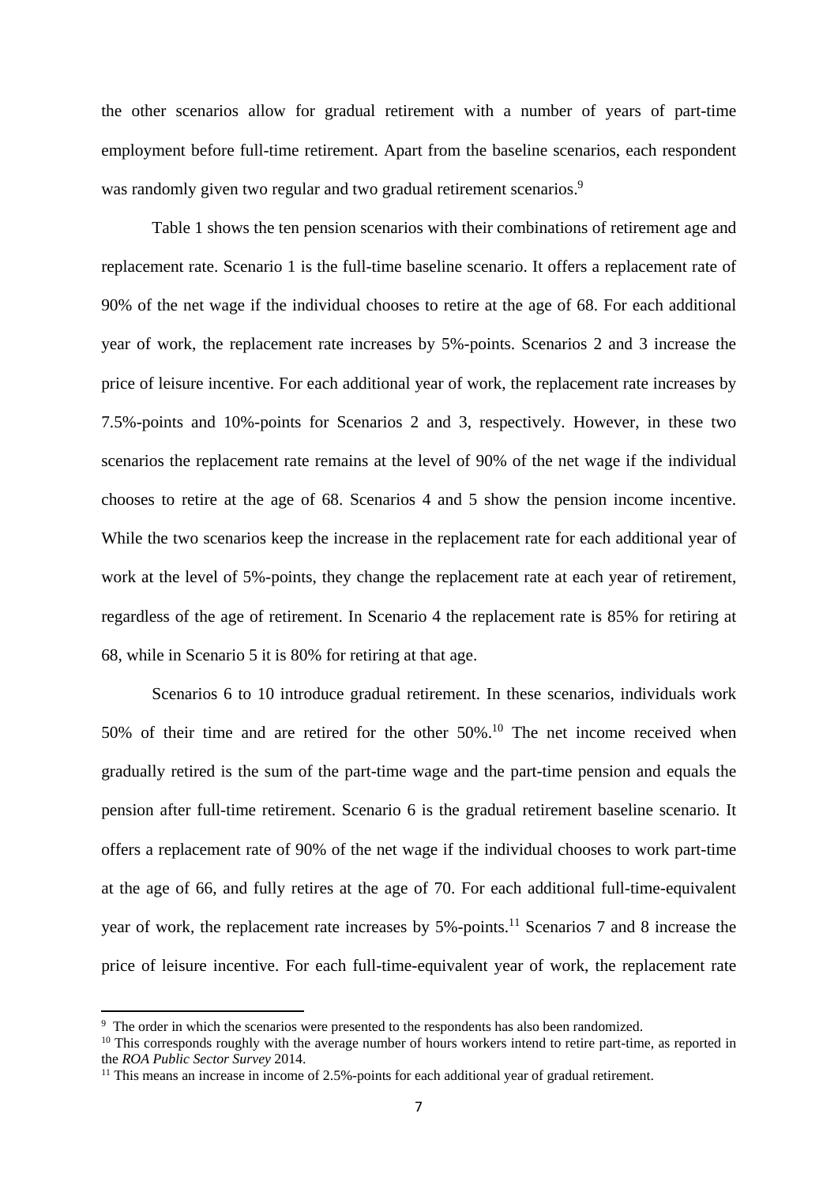the other scenarios allow for gradual retirement with a number of years of part-time employment before full-time retirement. Apart from the baseline scenarios, each respondent was randomly given two regular and two gradual retirement scenarios.[9]

Table 1 shows the ten pension scenarios with their combinations of retirement age and replacement rate. Scenario 1 is the full-time baseline scenario. It offers a replacement rate of 90% of the net wage if the individual chooses to retire at the age of 68. For each additional year of work, the replacement rate increases by 5%-points. Scenarios 2 and 3 increase the price of leisure incentive. For each additional year of work, the replacement rate increases by 7.5%-points and 10%-points for Scenarios 2 and 3, respectively. However, in these two scenarios the replacement rate remains at the level of 90% of the net wage if the individual chooses to retire at the age of 68. Scenarios 4 and 5 show the pension income incentive. While the two scenarios keep the increase in the replacement rate for each additional year of work at the level of 5%-points, they change the replacement rate at each year of retirement, regardless of the age of retirement. In Scenario 4 the replacement rate is 85% for retiring at 68, while in Scenario 5 it is 80% for retiring at that age.

Scenarios 6 to 10 introduce gradual retirement. In these scenarios, individuals work 50% of their time and are retired for the other 50%.[10] The net income received when gradually retired is the sum of the part-time wage and the part-time pension and equals the pension after full-time retirement. Scenario 6 is the gradual retirement baseline scenario. It offers a replacement rate of 90% of the net wage if the individual chooses to work part-time at the age of 66, and fully retires at the age of 70. For each additional full-time-equivalent year of work, the replacement rate increases by 5%-points.[11] Scenarios 7 and 8 increase the price of leisure incentive. For each full-time-equivalent year of work, the replacement rate

---

[9] The order in which the scenarios were presented to the respondents has also been randomized.

[10] This corresponds roughly with the average number of hours workers intend to retire part-time, as reported in the *ROA Public Sector Survey* 2014.

[11] This means an increase in income of 2.5%-points for each additional year of gradual retirement.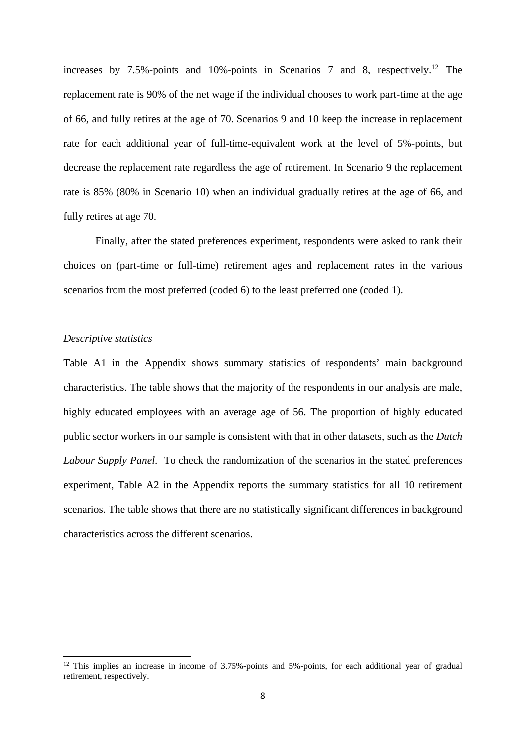increases by 7.5%-points and 10%-points in Scenarios 7 and 8, respectively.[12] The replacement rate is 90% of the net wage if the individual chooses to work part-time at the age of 66, and fully retires at the age of 70. Scenarios 9 and 10 keep the increase in replacement rate for each additional year of full-time-equivalent work at the level of 5%-points, but decrease the replacement rate regardless the age of retirement. In Scenario 9 the replacement rate is 85% (80% in Scenario 10) when an individual gradually retires at the age of 66, and fully retires at age 70.

Finally, after the stated preferences experiment, respondents were asked to rank their choices on (part-time or full-time) retirement ages and replacement rates in the various scenarios from the most preferred (coded 6) to the least preferred one (coded 1).

*Descriptive statistics*

Table A1 in the Appendix shows summary statistics of respondents' main background characteristics. The table shows that the majority of the respondents in our analysis are male, highly educated employees with an average age of 56. The proportion of highly educated public sector workers in our sample is consistent with that in other datasets, such as the *Dutch Labour Supply Panel*. To check the randomization of the scenarios in the stated preferences experiment, Table A2 in the Appendix reports the summary statistics for all 10 retirement scenarios. The table shows that there are no statistically significant differences in background characteristics across the different scenarios.

[12] This implies an increase in income of 3.75%-points and 5%-points, for each additional year of gradual retirement, respectively.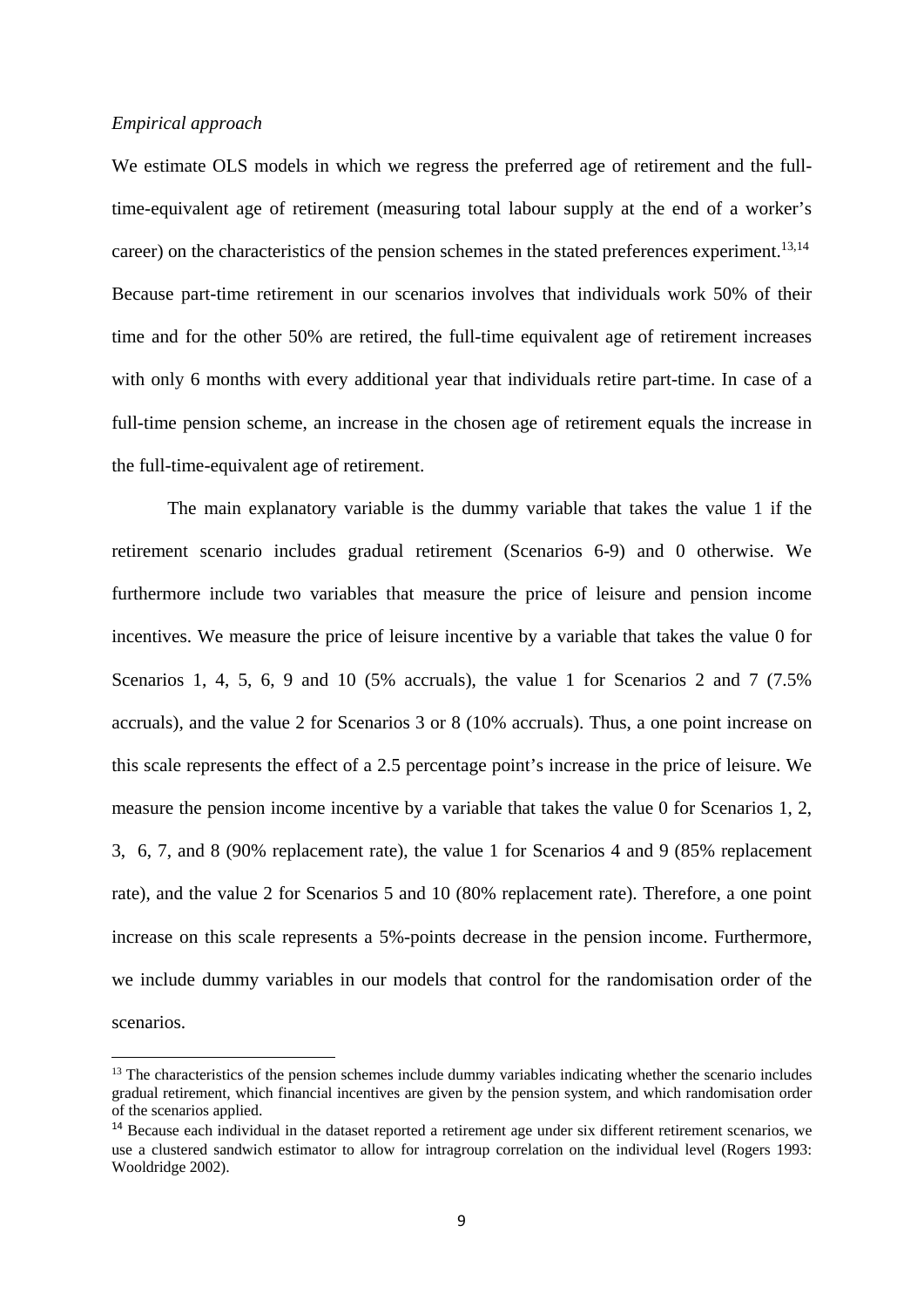*Empirical approach*

We estimate OLS models in which we regress the preferred age of retirement and the full-time-equivalent age of retirement (measuring total labour supply at the end of a worker's career) on the characteristics of the pension schemes in the stated preferences experiment.[13,14] Because part-time retirement in our scenarios involves that individuals work 50% of their time and for the other 50% are retired, the full-time equivalent age of retirement increases with only 6 months with every additional year that individuals retire part-time. In case of a full-time pension scheme, an increase in the chosen age of retirement equals the increase in the full-time-equivalent age of retirement.

The main explanatory variable is the dummy variable that takes the value 1 if the retirement scenario includes gradual retirement (Scenarios 6-9) and 0 otherwise. We furthermore include two variables that measure the price of leisure and pension income incentives. We measure the price of leisure incentive by a variable that takes the value 0 for Scenarios 1, 4, 5, 6, 9 and 10 (5% accruals), the value 1 for Scenarios 2 and 7 (7.5% accruals), and the value 2 for Scenarios 3 or 8 (10% accruals). Thus, a one point increase on this scale represents the effect of a 2.5 percentage point's increase in the price of leisure. We measure the pension income incentive by a variable that takes the value 0 for Scenarios 1, 2, 3, 6, 7, and 8 (90% replacement rate), the value 1 for Scenarios 4 and 9 (85% replacement rate), and the value 2 for Scenarios 5 and 10 (80% replacement rate). Therefore, a one point increase on this scale represents a 5%-points decrease in the pension income. Furthermore, we include dummy variables in our models that control for the randomisation order of the scenarios.

[13] The characteristics of the pension schemes include dummy variables indicating whether the scenario includes gradual retirement, which financial incentives are given by the pension system, and which randomisation order of the scenarios applied.

[14] Because each individual in the dataset reported a retirement age under six different retirement scenarios, we use a clustered sandwich estimator to allow for intragroup correlation on the individual level (Rogers 1993: Wooldridge 2002).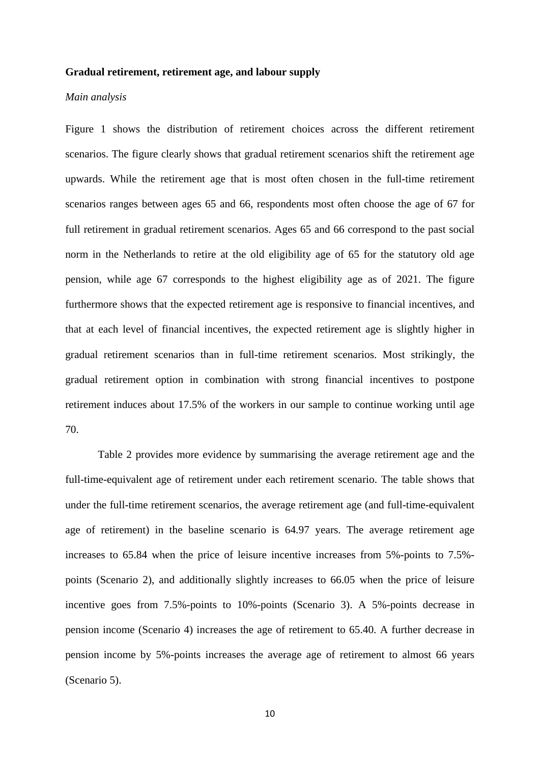**Gradual retirement, retirement age, and labour supply**

*Main analysis*

Figure 1 shows the distribution of retirement choices across the different retirement scenarios. The figure clearly shows that gradual retirement scenarios shift the retirement age upwards. While the retirement age that is most often chosen in the full-time retirement scenarios ranges between ages 65 and 66, respondents most often choose the age of 67 for full retirement in gradual retirement scenarios. Ages 65 and 66 correspond to the past social norm in the Netherlands to retire at the old eligibility age of 65 for the statutory old age pension, while age 67 corresponds to the highest eligibility age as of 2021. The figure furthermore shows that the expected retirement age is responsive to financial incentives, and that at each level of financial incentives, the expected retirement age is slightly higher in gradual retirement scenarios than in full-time retirement scenarios. Most strikingly, the gradual retirement option in combination with strong financial incentives to postpone retirement induces about 17.5% of the workers in our sample to continue working until age 70.

Table 2 provides more evidence by summarising the average retirement age and the full-time-equivalent age of retirement under each retirement scenario. The table shows that under the full-time retirement scenarios, the average retirement age (and full-time-equivalent age of retirement) in the baseline scenario is 64.97 years. The average retirement age increases to 65.84 when the price of leisure incentive increases from 5%-points to 7.5%-points (Scenario 2), and additionally slightly increases to 66.05 when the price of leisure incentive goes from 7.5%-points to 10%-points (Scenario 3). A 5%-points decrease in pension income (Scenario 4) increases the age of retirement to 65.40. A further decrease in pension income by 5%-points increases the average age of retirement to almost 66 years (Scenario 5).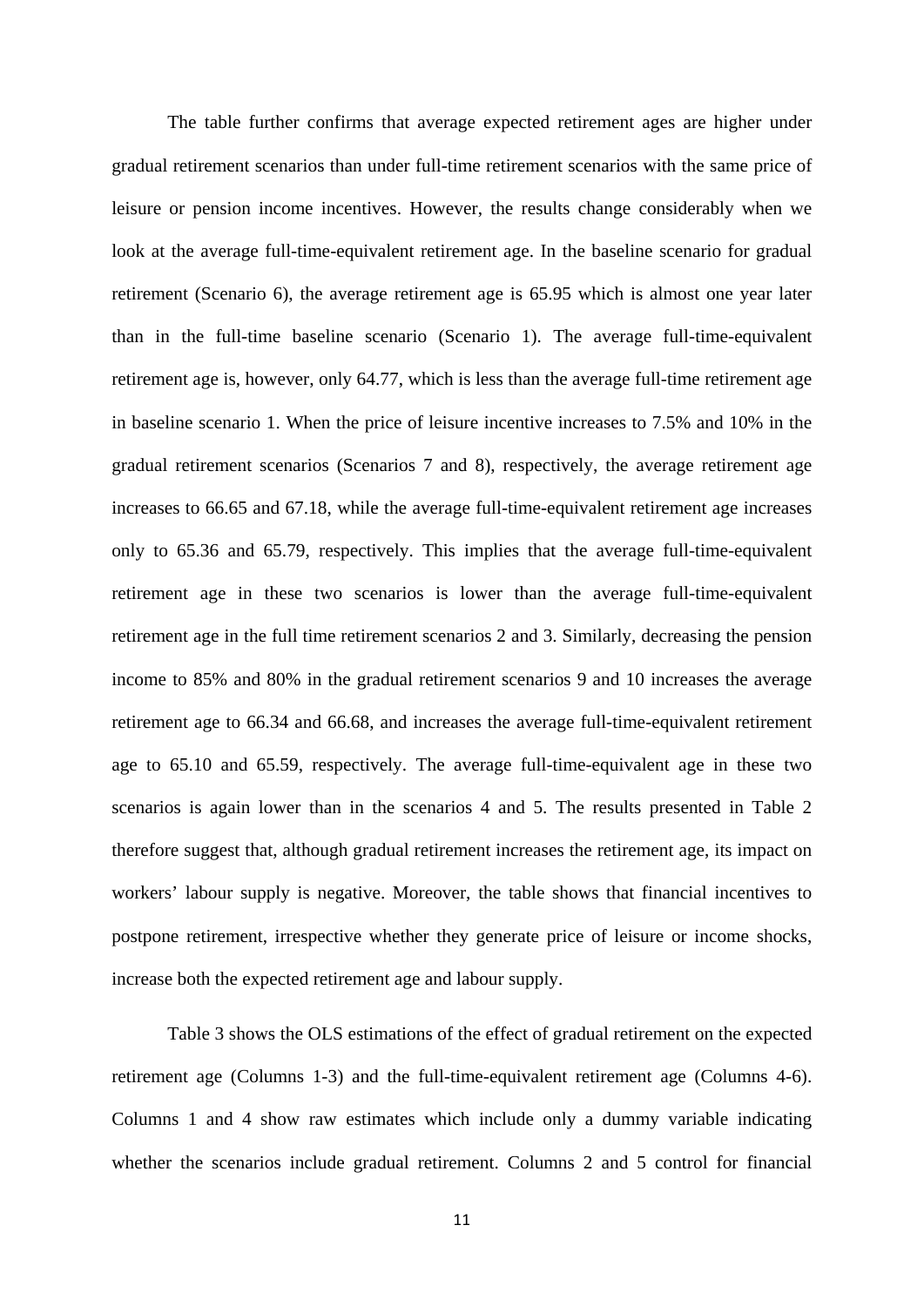The table further confirms that average expected retirement ages are higher under gradual retirement scenarios than under full-time retirement scenarios with the same price of leisure or pension income incentives. However, the results change considerably when we look at the average full-time-equivalent retirement age. In the baseline scenario for gradual retirement (Scenario 6), the average retirement age is 65.95 which is almost one year later than in the full-time baseline scenario (Scenario 1). The average full-time-equivalent retirement age is, however, only 64.77, which is less than the average full-time retirement age in baseline scenario 1. When the price of leisure incentive increases to 7.5% and 10% in the gradual retirement scenarios (Scenarios 7 and 8), respectively, the average retirement age increases to 66.65 and 67.18, while the average full-time-equivalent retirement age increases only to 65.36 and 65.79, respectively. This implies that the average full-time-equivalent retirement age in these two scenarios is lower than the average full-time-equivalent retirement age in the full time retirement scenarios 2 and 3. Similarly, decreasing the pension income to 85% and 80% in the gradual retirement scenarios 9 and 10 increases the average retirement age to 66.34 and 66.68, and increases the average full-time-equivalent retirement age to 65.10 and 65.59, respectively. The average full-time-equivalent age in these two scenarios is again lower than in the scenarios 4 and 5. The results presented in Table 2 therefore suggest that, although gradual retirement increases the retirement age, its impact on workers' labour supply is negative. Moreover, the table shows that financial incentives to postpone retirement, irrespective whether they generate price of leisure or income shocks, increase both the expected retirement age and labour supply.

Table 3 shows the OLS estimations of the effect of gradual retirement on the expected retirement age (Columns 1-3) and the full-time-equivalent retirement age (Columns 4-6). Columns 1 and 4 show raw estimates which include only a dummy variable indicating whether the scenarios include gradual retirement. Columns 2 and 5 control for financial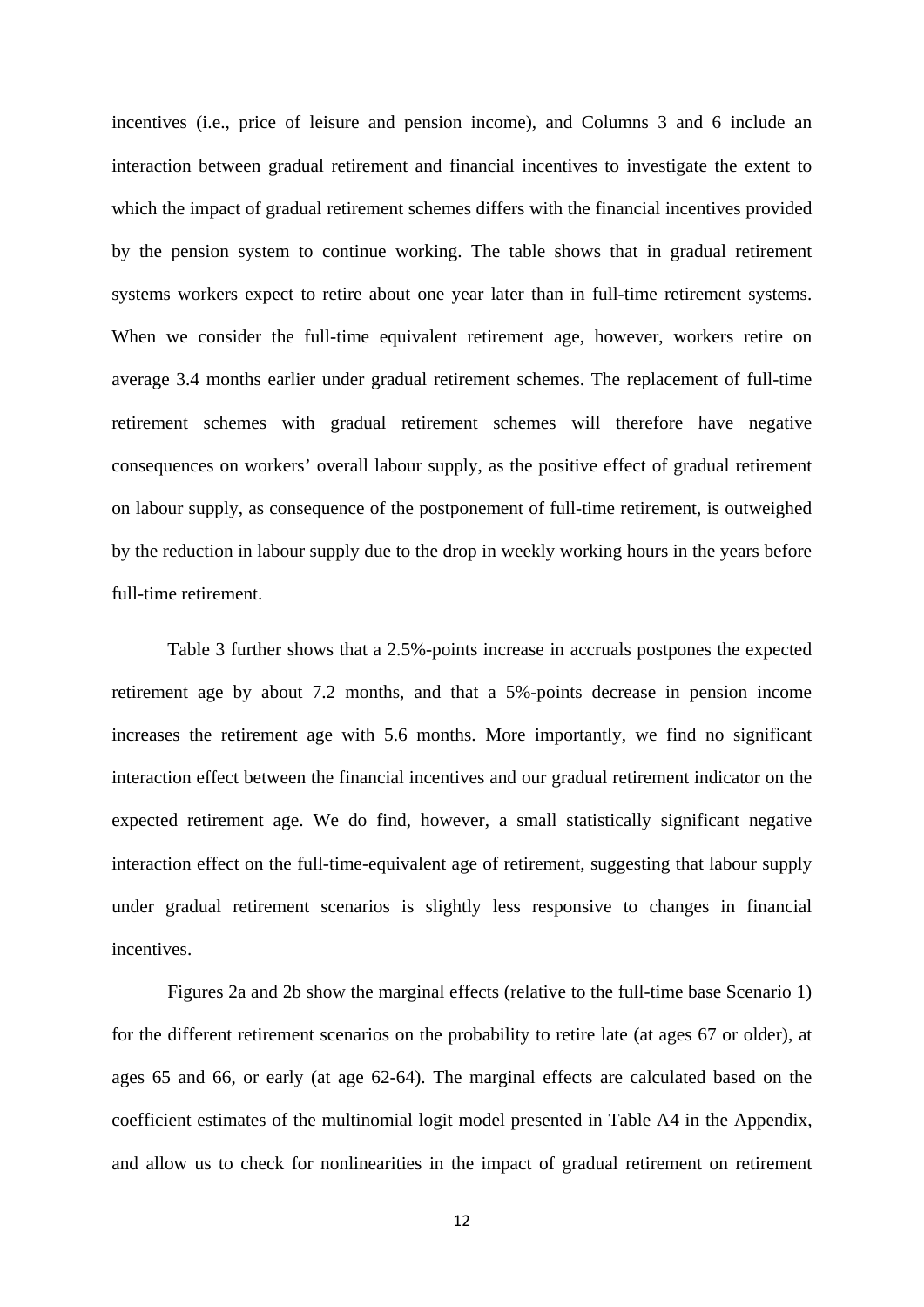incentives (i.e., price of leisure and pension income), and Columns 3 and 6 include an interaction between gradual retirement and financial incentives to investigate the extent to which the impact of gradual retirement schemes differs with the financial incentives provided by the pension system to continue working. The table shows that in gradual retirement systems workers expect to retire about one year later than in full-time retirement systems. When we consider the full-time equivalent retirement age, however, workers retire on average 3.4 months earlier under gradual retirement schemes. The replacement of full-time retirement schemes with gradual retirement schemes will therefore have negative consequences on workers' overall labour supply, as the positive effect of gradual retirement on labour supply, as consequence of the postponement of full-time retirement, is outweighed by the reduction in labour supply due to the drop in weekly working hours in the years before full-time retirement.

Table 3 further shows that a 2.5%-points increase in accruals postpones the expected retirement age by about 7.2 months, and that a 5%-points decrease in pension income increases the retirement age with 5.6 months. More importantly, we find no significant interaction effect between the financial incentives and our gradual retirement indicator on the expected retirement age. We do find, however, a small statistically significant negative interaction effect on the full-time-equivalent age of retirement, suggesting that labour supply under gradual retirement scenarios is slightly less responsive to changes in financial incentives.

Figures 2a and 2b show the marginal effects (relative to the full-time base Scenario 1) for the different retirement scenarios on the probability to retire late (at ages 67 or older), at ages 65 and 66, or early (at age 62-64). The marginal effects are calculated based on the coefficient estimates of the multinomial logit model presented in Table A4 in the Appendix, and allow us to check for nonlinearities in the impact of gradual retirement on retirement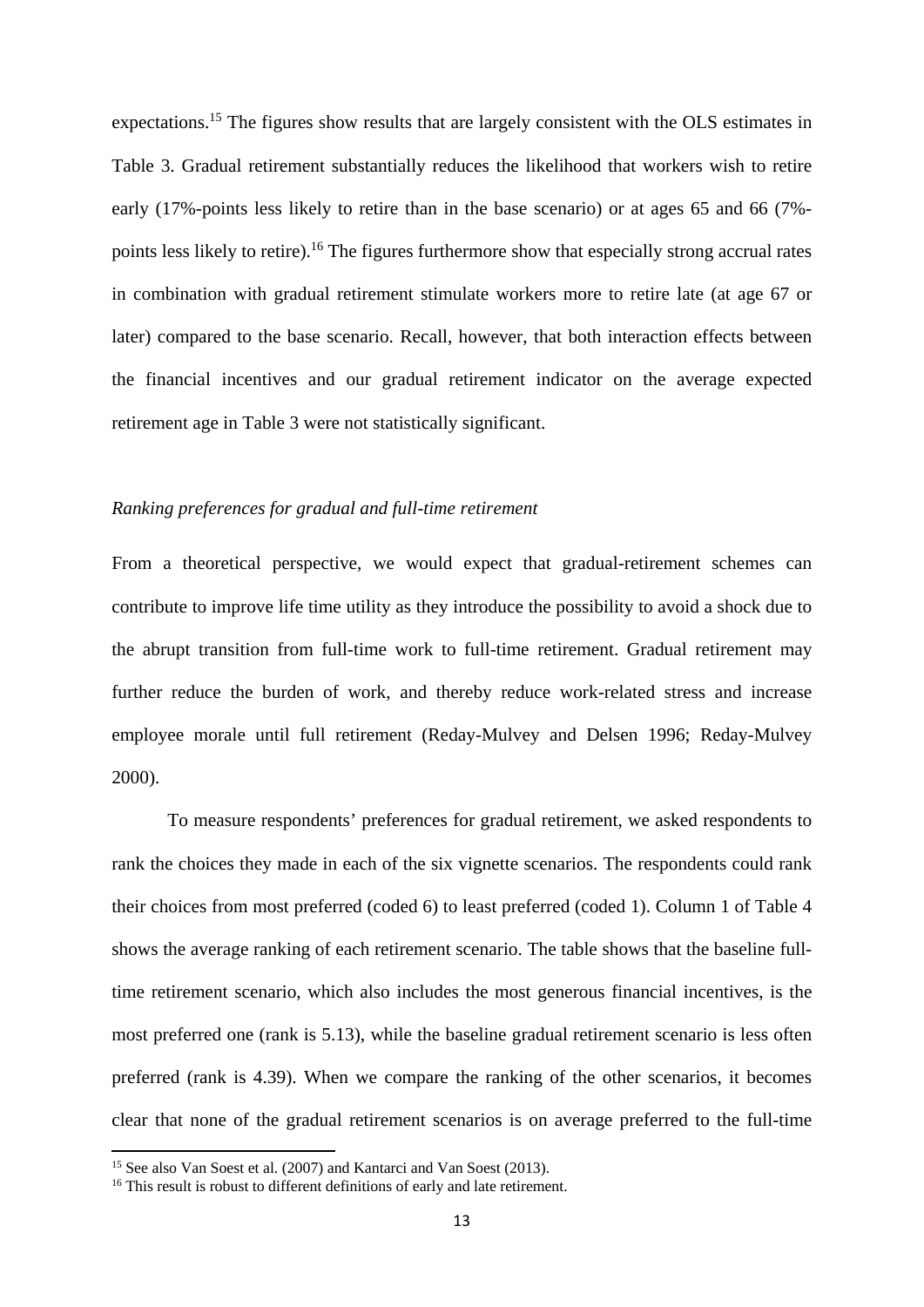expectations.[15] The figures show results that are largely consistent with the OLS estimates in Table 3. Gradual retirement substantially reduces the likelihood that workers wish to retire early (17%-points less likely to retire than in the base scenario) or at ages 65 and 66 (7%-points less likely to retire).[16] The figures furthermore show that especially strong accrual rates in combination with gradual retirement stimulate workers more to retire late (at age 67 or later) compared to the base scenario. Recall, however, that both interaction effects between the financial incentives and our gradual retirement indicator on the average expected retirement age in Table 3 were not statistically significant.

*Ranking preferences for gradual and full-time retirement*

From a theoretical perspective, we would expect that gradual-retirement schemes can contribute to improve life time utility as they introduce the possibility to avoid a shock due to the abrupt transition from full-time work to full-time retirement. Gradual retirement may further reduce the burden of work, and thereby reduce work-related stress and increase employee morale until full retirement (Reday-Mulvey and Delsen 1996; Reday-Mulvey 2000).

To measure respondents' preferences for gradual retirement, we asked respondents to rank the choices they made in each of the six vignette scenarios. The respondents could rank their choices from most preferred (coded 6) to least preferred (coded 1). Column 1 of Table 4 shows the average ranking of each retirement scenario. The table shows that the baseline full-time retirement scenario, which also includes the most generous financial incentives, is the most preferred one (rank is 5.13), while the baseline gradual retirement scenario is less often preferred (rank is 4.39). When we compare the ranking of the other scenarios, it becomes clear that none of the gradual retirement scenarios is on average preferred to the full-time

[15] See also Van Soest et al. (2007) and Kantarci and Van Soest (2013).

[16] This result is robust to different definitions of early and late retirement.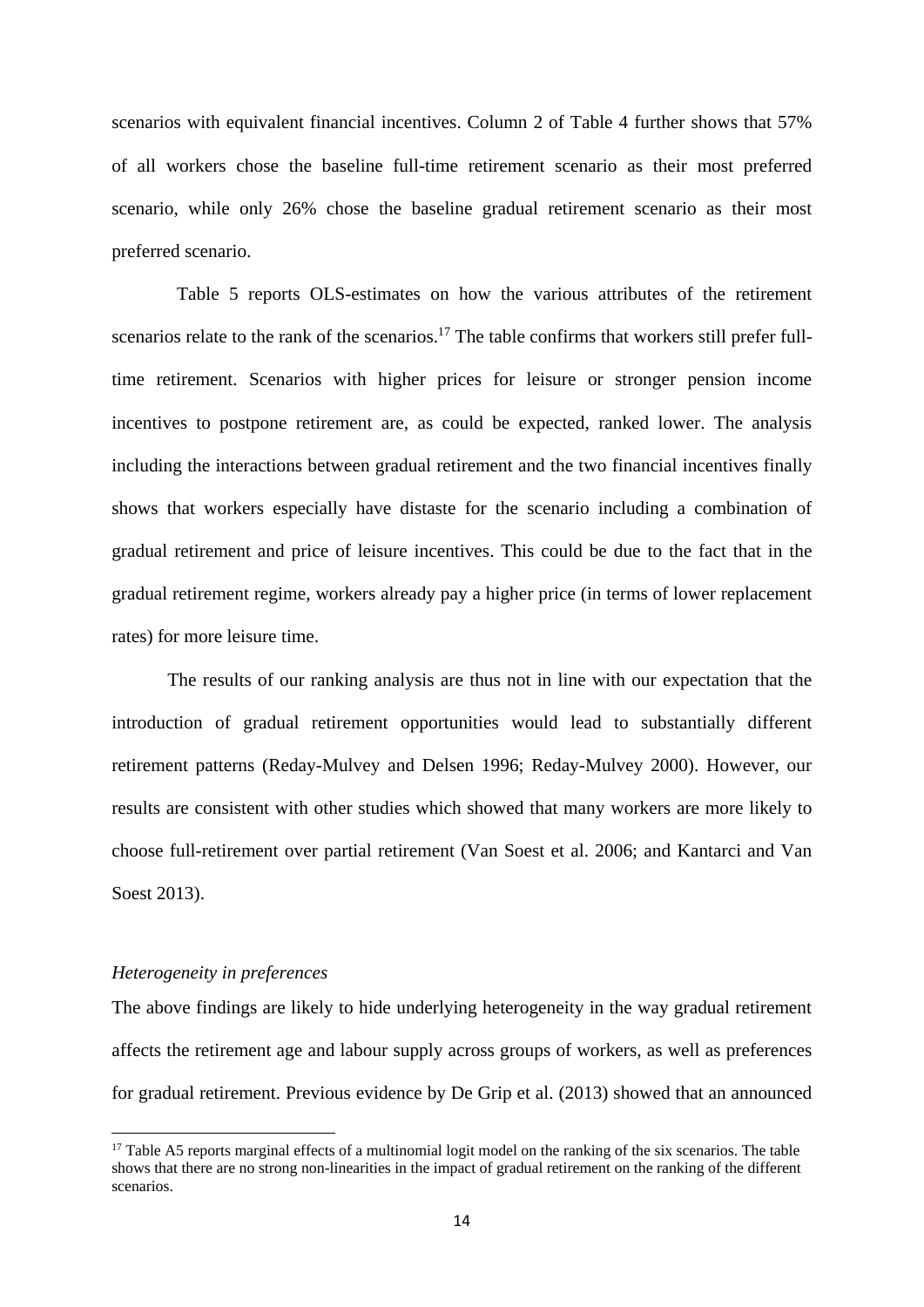scenarios with equivalent financial incentives. Column 2 of Table 4 further shows that 57% of all workers chose the baseline full-time retirement scenario as their most preferred scenario, while only 26% chose the baseline gradual retirement scenario as their most preferred scenario.

Table 5 reports OLS-estimates on how the various attributes of the retirement scenarios relate to the rank of the scenarios.[17] The table confirms that workers still prefer full-time retirement. Scenarios with higher prices for leisure or stronger pension income incentives to postpone retirement are, as could be expected, ranked lower. The analysis including the interactions between gradual retirement and the two financial incentives finally shows that workers especially have distaste for the scenario including a combination of gradual retirement and price of leisure incentives. This could be due to the fact that in the gradual retirement regime, workers already pay a higher price (in terms of lower replacement rates) for more leisure time.

The results of our ranking analysis are thus not in line with our expectation that the introduction of gradual retirement opportunities would lead to substantially different retirement patterns (Reday-Mulvey and Delsen 1996; Reday-Mulvey 2000). However, our results are consistent with other studies which showed that many workers are more likely to choose full-retirement over partial retirement (Van Soest et al. 2006; and Kantarci and Van Soest 2013).

*Heterogeneity in preferences*

The above findings are likely to hide underlying heterogeneity in the way gradual retirement affects the retirement age and labour supply across groups of workers, as well as preferences for gradual retirement. Previous evidence by De Grip et al. (2013) showed that an announced

[17] Table A5 reports marginal effects of a multinomial logit model on the ranking of the six scenarios. The table shows that there are no strong non-linearities in the impact of gradual retirement on the ranking of the different scenarios.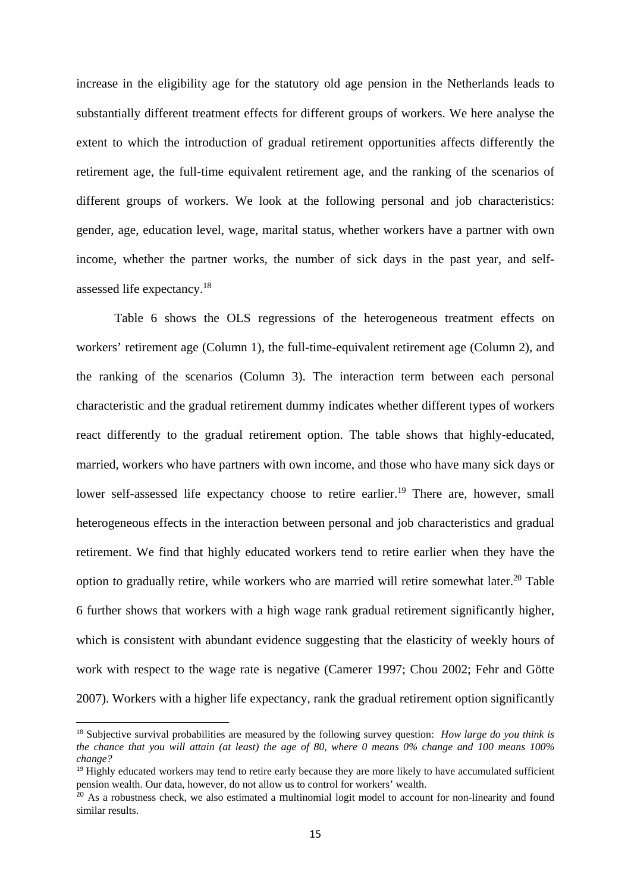increase in the eligibility age for the statutory old age pension in the Netherlands leads to substantially different treatment effects for different groups of workers. We here analyse the extent to which the introduction of gradual retirement opportunities affects differently the retirement age, the full-time equivalent retirement age, and the ranking of the scenarios of different groups of workers. We look at the following personal and job characteristics: gender, age, education level, wage, marital status, whether workers have a partner with own income, whether the partner works, the number of sick days in the past year, and self-assessed life expectancy.[18]

Table 6 shows the OLS regressions of the heterogeneous treatment effects on workers' retirement age (Column 1), the full-time-equivalent retirement age (Column 2), and the ranking of the scenarios (Column 3). The interaction term between each personal characteristic and the gradual retirement dummy indicates whether different types of workers react differently to the gradual retirement option. The table shows that highly-educated, married, workers who have partners with own income, and those who have many sick days or lower self-assessed life expectancy choose to retire earlier.[19] There are, however, small heterogeneous effects in the interaction between personal and job characteristics and gradual retirement. We find that highly educated workers tend to retire earlier when they have the option to gradually retire, while workers who are married will retire somewhat later.[20] Table 6 further shows that workers with a high wage rank gradual retirement significantly higher, which is consistent with abundant evidence suggesting that the elasticity of weekly hours of work with respect to the wage rate is negative (Camerer 1997; Chou 2002; Fehr and Götte 2007). Workers with a higher life expectancy, rank the gradual retirement option significantly

[18] Subjective survival probabilities are measured by the following survey question: *How large do you think is the chance that you will attain (at least) the age of 80, where 0 means 0% change and 100 means 100% change?*

[19] Highly educated workers may tend to retire early because they are more likely to have accumulated sufficient pension wealth. Our data, however, do not allow us to control for workers' wealth.

[20] As a robustness check, we also estimated a multinomial logit model to account for non-linearity and found similar results.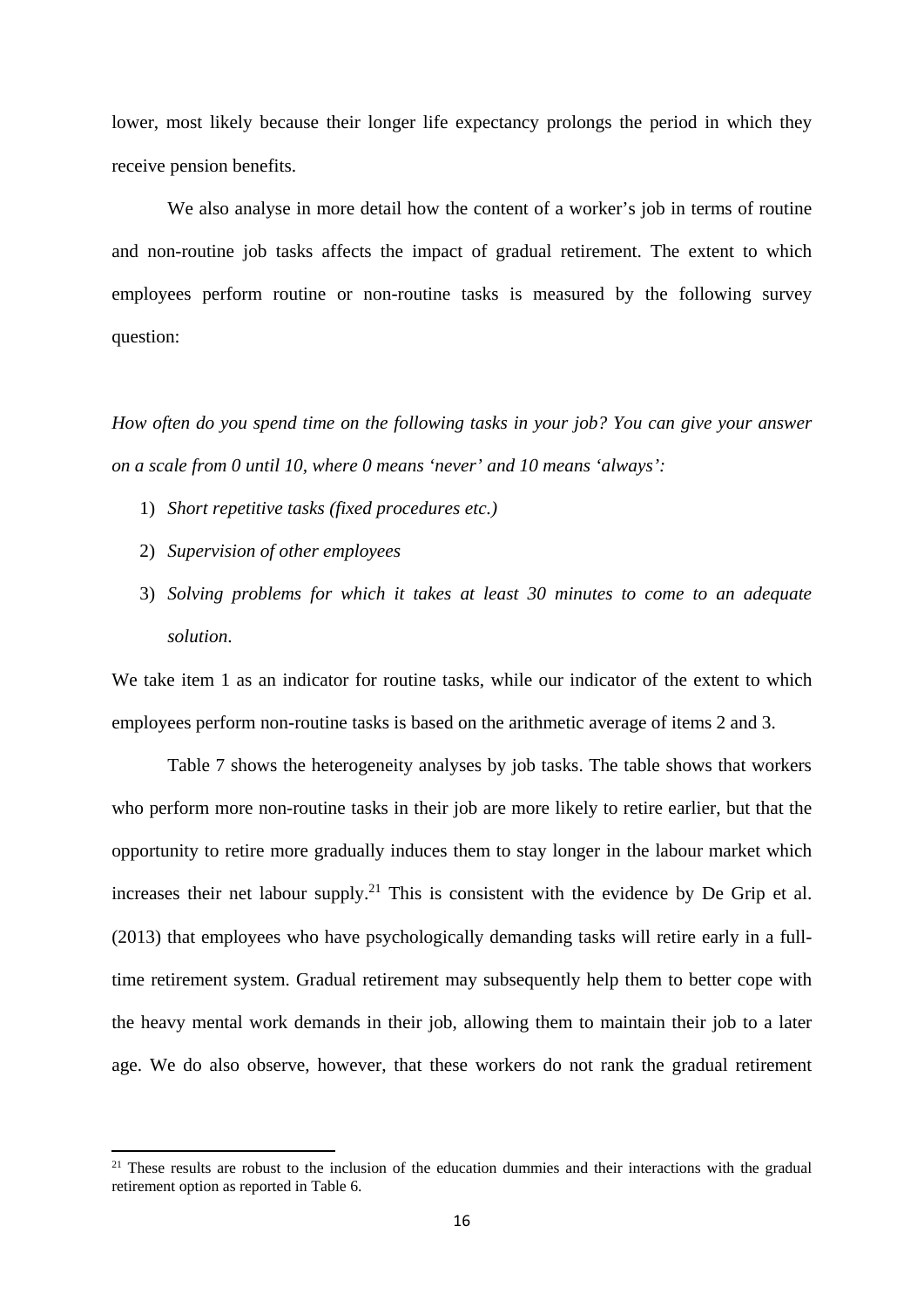lower, most likely because their longer life expectancy prolongs the period in which they receive pension benefits.

We also analyse in more detail how the content of a worker's job in terms of routine and non-routine job tasks affects the impact of gradual retirement. The extent to which employees perform routine or non-routine tasks is measured by the following survey question:

*How often do you spend time on the following tasks in your job? You can give your answer on a scale from 0 until 10, where 0 means 'never' and 10 means 'always':*

1) *Short repetitive tasks (fixed procedures etc.)*
2) *Supervision of other employees*
3) *Solving problems for which it takes at least 30 minutes to come to an adequate solution.*

We take item 1 as an indicator for routine tasks, while our indicator of the extent to which employees perform non-routine tasks is based on the arithmetic average of items 2 and 3.

Table 7 shows the heterogeneity analyses by job tasks. The table shows that workers who perform more non-routine tasks in their job are more likely to retire earlier, but that the opportunity to retire more gradually induces them to stay longer in the labour market which increases their net labour supply.[21] This is consistent with the evidence by De Grip et al. (2013) that employees who have psychologically demanding tasks will retire early in a full-time retirement system. Gradual retirement may subsequently help them to better cope with the heavy mental work demands in their job, allowing them to maintain their job to a later age. We do also observe, however, that these workers do not rank the gradual retirement

[21] These results are robust to the inclusion of the education dummies and their interactions with the gradual retirement option as reported in Table 6.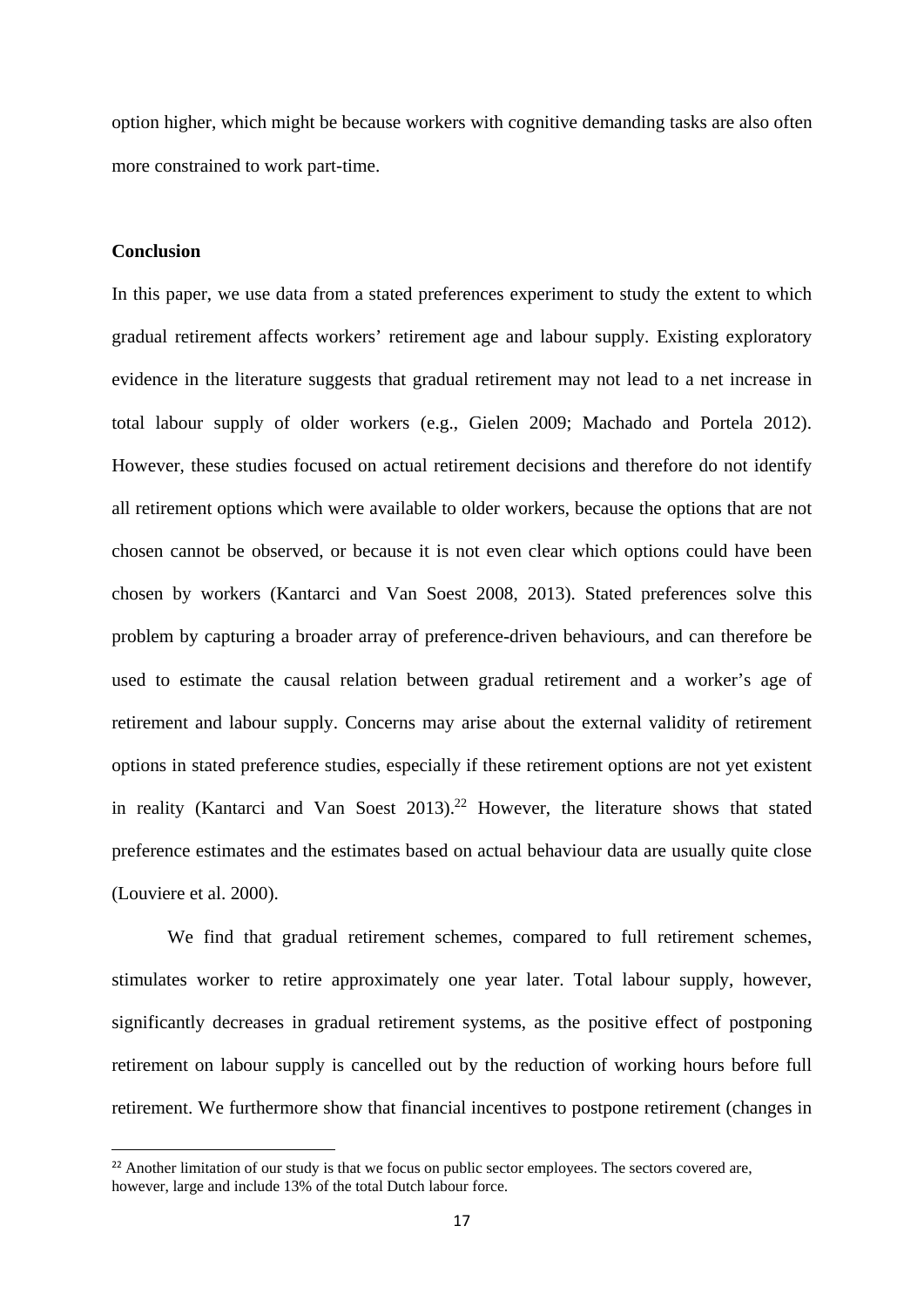option higher, which might be because workers with cognitive demanding tasks are also often more constrained to work part-time.

**Conclusion**

In this paper, we use data from a stated preferences experiment to study the extent to which gradual retirement affects workers' retirement age and labour supply. Existing exploratory evidence in the literature suggests that gradual retirement may not lead to a net increase in total labour supply of older workers (e.g., Gielen 2009; Machado and Portela 2012). However, these studies focused on actual retirement decisions and therefore do not identify all retirement options which were available to older workers, because the options that are not chosen cannot be observed, or because it is not even clear which options could have been chosen by workers (Kantarci and Van Soest 2008, 2013). Stated preferences solve this problem by capturing a broader array of preference-driven behaviours, and can therefore be used to estimate the causal relation between gradual retirement and a worker's age of retirement and labour supply. Concerns may arise about the external validity of retirement options in stated preference studies, especially if these retirement options are not yet existent in reality (Kantarci and Van Soest 2013).[22] However, the literature shows that stated preference estimates and the estimates based on actual behaviour data are usually quite close (Louviere et al. 2000).

We find that gradual retirement schemes, compared to full retirement schemes, stimulates worker to retire approximately one year later. Total labour supply, however, significantly decreases in gradual retirement systems, as the positive effect of postponing retirement on labour supply is cancelled out by the reduction of working hours before full retirement. We furthermore show that financial incentives to postpone retirement (changes in

[22] Another limitation of our study is that we focus on public sector employees. The sectors covered are, however, large and include 13% of the total Dutch labour force.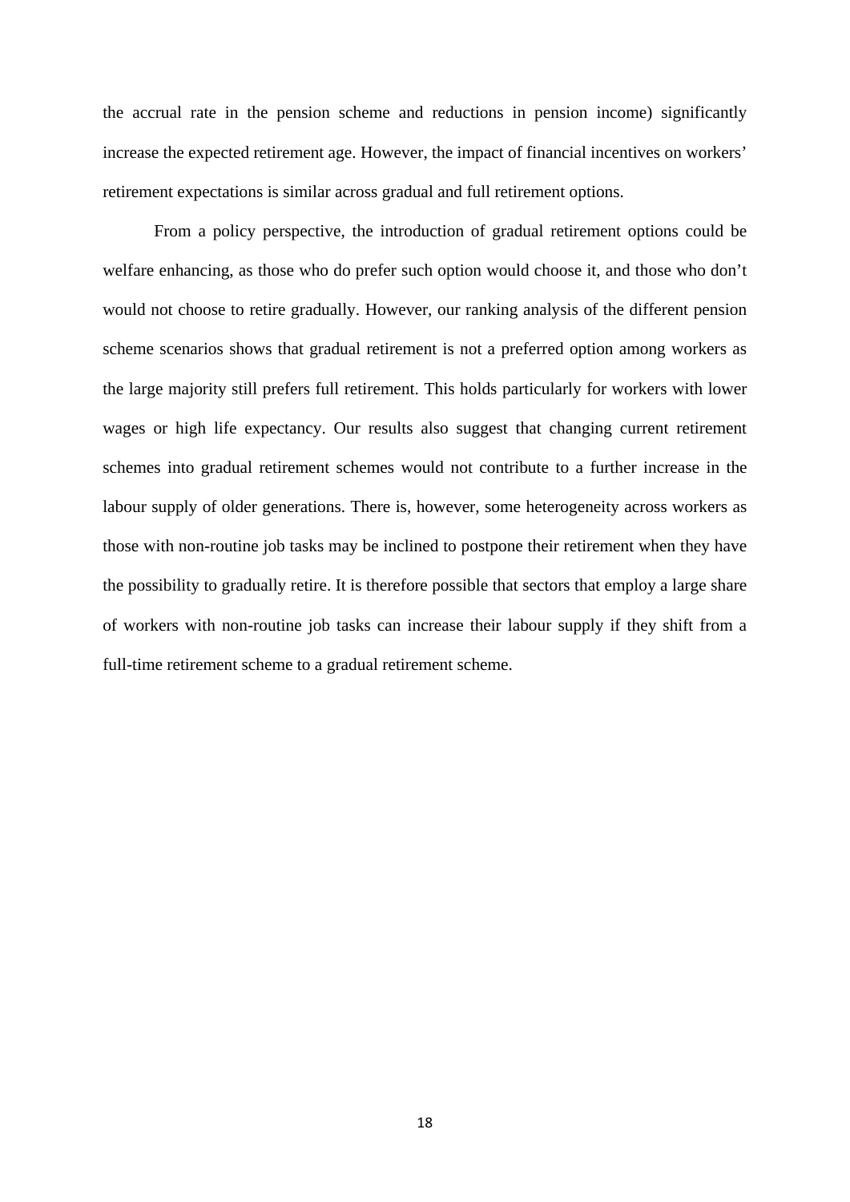the accrual rate in the pension scheme and reductions in pension income) significantly increase the expected retirement age. However, the impact of financial incentives on workers' retirement expectations is similar across gradual and full retirement options.

From a policy perspective, the introduction of gradual retirement options could be welfare enhancing, as those who do prefer such option would choose it, and those who don't would not choose to retire gradually. However, our ranking analysis of the different pension scheme scenarios shows that gradual retirement is not a preferred option among workers as the large majority still prefers full retirement. This holds particularly for workers with lower wages or high life expectancy. Our results also suggest that changing current retirement schemes into gradual retirement schemes would not contribute to a further increase in the labour supply of older generations. There is, however, some heterogeneity across workers as those with non-routine job tasks may be inclined to postpone their retirement when they have the possibility to gradually retire. It is therefore possible that sectors that employ a large share of workers with non-routine job tasks can increase their labour supply if they shift from a full-time retirement scheme to a gradual retirement scheme.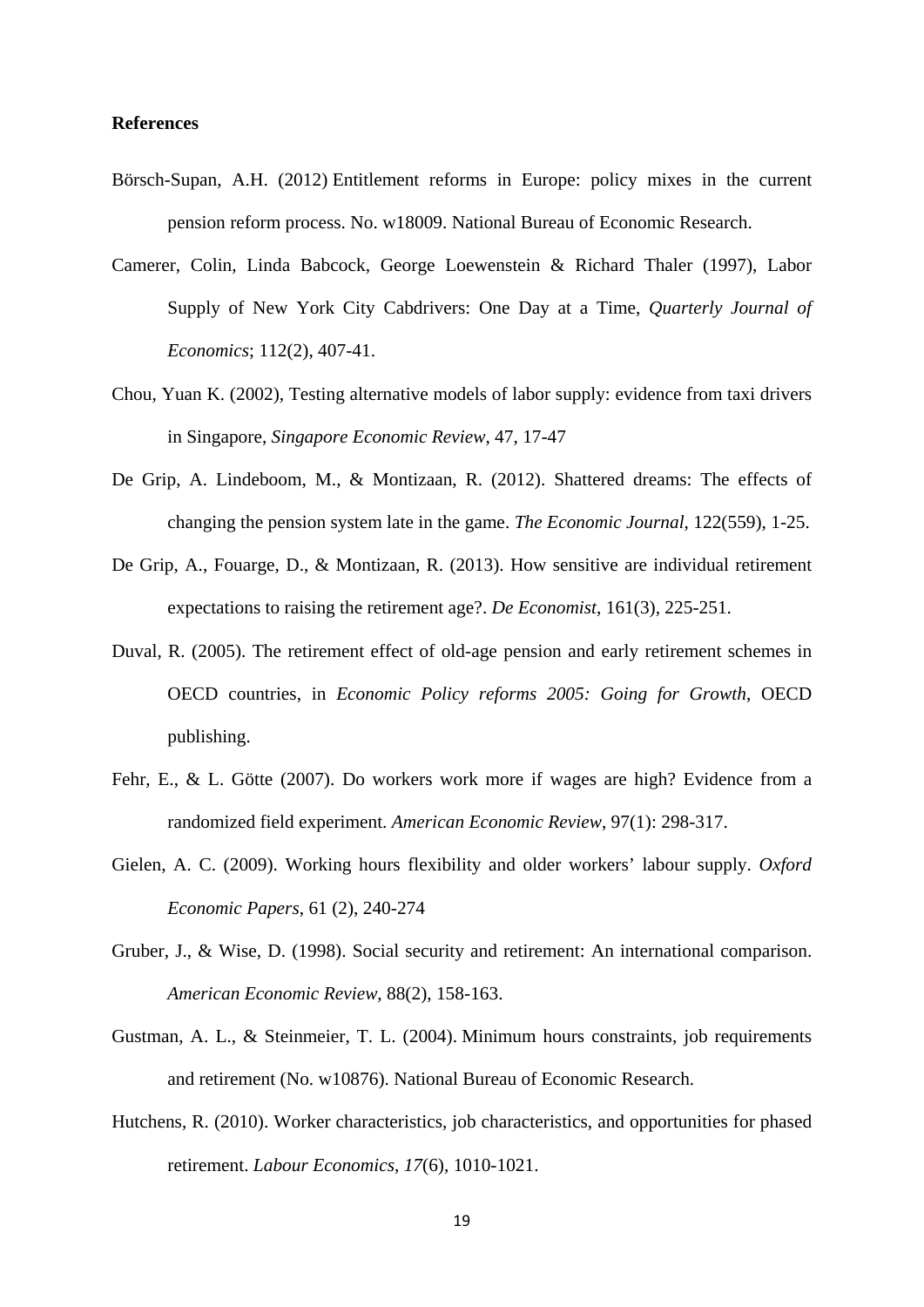**References**

Börsch-Supan, A.H. (2012) Entitlement reforms in Europe: policy mixes in the current pension reform process. No. w18009. National Bureau of Economic Research.

Camerer, Colin, Linda Babcock, George Loewenstein & Richard Thaler (1997), Labor Supply of New York City Cabdrivers: One Day at a Time, *Quarterly Journal of Economics*; 112(2), 407-41.

Chou, Yuan K. (2002), Testing alternative models of labor supply: evidence from taxi drivers in Singapore, *Singapore Economic Review*, 47, 17-47

De Grip, A. Lindeboom, M., & Montizaan, R. (2012). Shattered dreams: The effects of changing the pension system late in the game. *The Economic Journal*, 122(559), 1-25.

De Grip, A., Fouarge, D., & Montizaan, R. (2013). How sensitive are individual retirement expectations to raising the retirement age?. *De Economist*, 161(3), 225-251.

Duval, R. (2005). The retirement effect of old-age pension and early retirement schemes in OECD countries, in *Economic Policy reforms 2005: Going for Growth*, OECD publishing.

Fehr, E., & L. Götte (2007). Do workers work more if wages are high? Evidence from a randomized field experiment. *American Economic Review*, 97(1): 298-317.

Gielen, A. C. (2009). Working hours flexibility and older workers' labour supply. *Oxford Economic Papers*, 61 (2), 240-274

Gruber, J., & Wise, D. (1998). Social security and retirement: An international comparison. *American Economic Review*, 88(2), 158-163.

Gustman, A. L., & Steinmeier, T. L. (2004). Minimum hours constraints, job requirements and retirement (No. w10876). National Bureau of Economic Research.

Hutchens, R. (2010). Worker characteristics, job characteristics, and opportunities for phased retirement. *Labour Economics*, *17*(6), 1010-1021.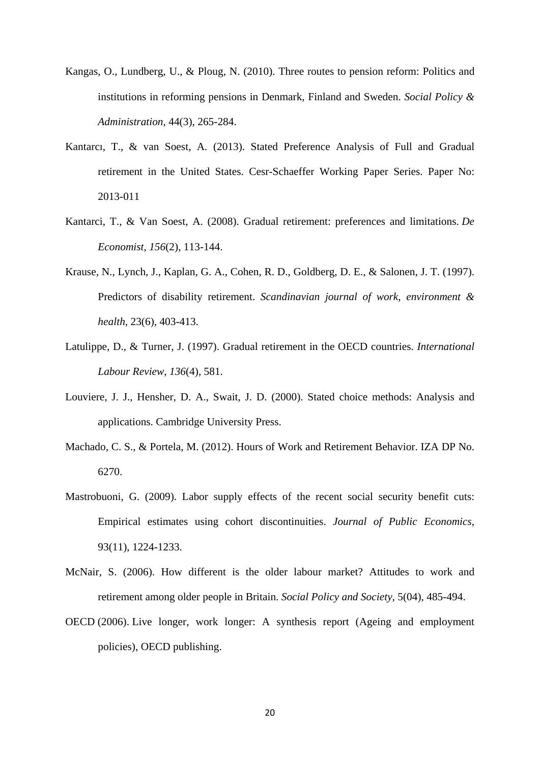Kangas, O., Lundberg, U., & Ploug, N. (2010). Three routes to pension reform: Politics and institutions in reforming pensions in Denmark, Finland and Sweden. *Social Policy & Administration*, 44(3), 265-284.

Kantarcı, T., & van Soest, A. (2013). Stated Preference Analysis of Full and Gradual retirement in the United States. Cesr-Schaeffer Working Paper Series. Paper No: 2013-011

Kantarci, T., & Van Soest, A. (2008). Gradual retirement: preferences and limitations. *De Economist*, *156*(2), 113-144.

Krause, N., Lynch, J., Kaplan, G. A., Cohen, R. D., Goldberg, D. E., & Salonen, J. T. (1997). Predictors of disability retirement. *Scandinavian journal of work, environment & health*, 23(6), 403-413.

Latulippe, D., & Turner, J. (1997). Gradual retirement in the OECD countries. *International Labour Review*, *136*(4), 581.

Louviere, J. J., Hensher, D. A., Swait, J. D. (2000). Stated choice methods: Analysis and applications. Cambridge University Press.

Machado, C. S., & Portela, M. (2012). Hours of Work and Retirement Behavior. IZA DP No. 6270.

Mastrobuoni, G. (2009). Labor supply effects of the recent social security benefit cuts: Empirical estimates using cohort discontinuities. *Journal of Public Economics*, 93(11), 1224-1233.

McNair, S. (2006). How different is the older labour market? Attitudes to work and retirement among older people in Britain. *Social Policy and Society*, 5(04), 485-494.

OECD (2006). Live longer, work longer: A synthesis report (Ageing and employment policies), OECD publishing.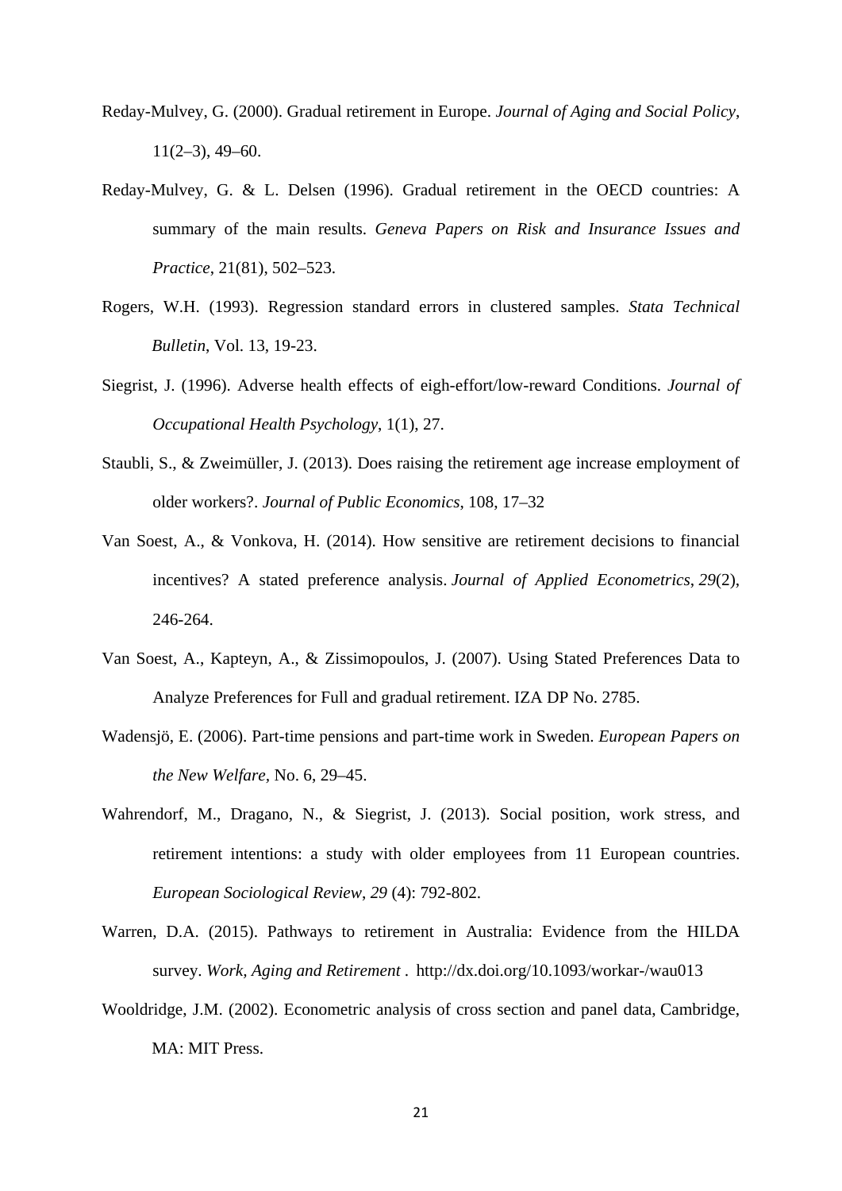Reday-Mulvey, G. (2000). Gradual retirement in Europe. *Journal of Aging and Social Policy*, 11(2–3), 49–60.

Reday-Mulvey, G. & L. Delsen (1996). Gradual retirement in the OECD countries: A summary of the main results. *Geneva Papers on Risk and Insurance Issues and Practice*, 21(81), 502–523.

Rogers, W.H. (1993). Regression standard errors in clustered samples. *Stata Technical Bulletin*, Vol. 13, 19-23.

Siegrist, J. (1996). Adverse health effects of eigh-effort/low-reward Conditions. *Journal of Occupational Health Psychology*, 1(1), 27.

Staubli, S., & Zweimüller, J. (2013). Does raising the retirement age increase employment of older workers?. *Journal of Public Economics*, 108, 17–32

Van Soest, A., & Vonkova, H. (2014). How sensitive are retirement decisions to financial incentives? A stated preference analysis. *Journal of Applied Econometrics*, *29*(2), 246-264.

Van Soest, A., Kapteyn, A., & Zissimopoulos, J. (2007). Using Stated Preferences Data to Analyze Preferences for Full and gradual retirement. IZA DP No. 2785.

Wadensjö, E. (2006). Part-time pensions and part-time work in Sweden. *European Papers on the New Welfare*, No. 6, 29–45.

Wahrendorf, M., Dragano, N., & Siegrist, J. (2013). Social position, work stress, and retirement intentions: a study with older employees from 11 European countries. *European Sociological Review*, *29* (4): 792-802.

Warren, D.A. (2015). Pathways to retirement in Australia: Evidence from the HILDA survey. *Work, Aging and Retirement* . http://dx.doi.org/10.1093/workar-/wau013

Wooldridge, J.M. (2002). Econometric analysis of cross section and panel data, Cambridge, MA: MIT Press.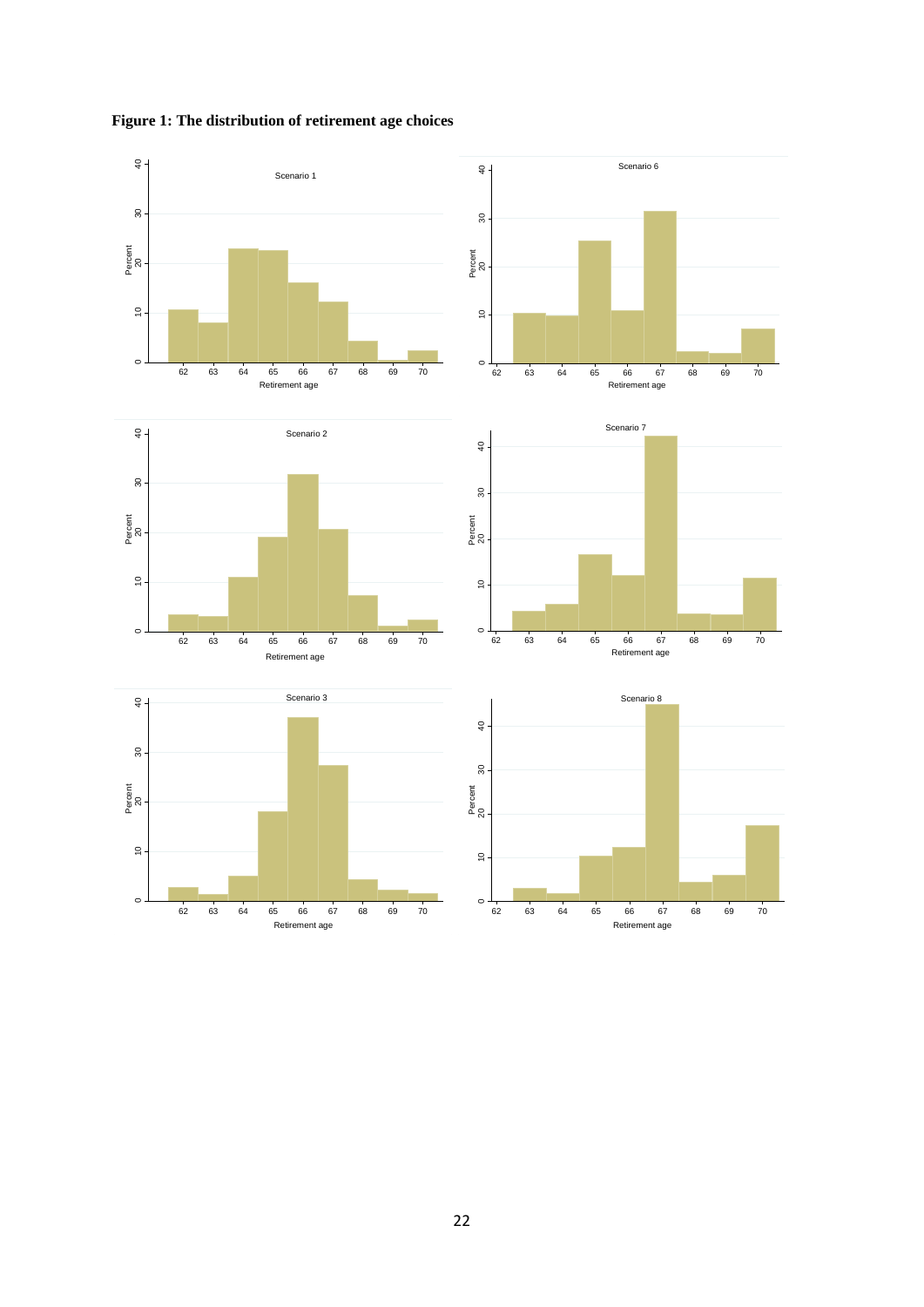**Figure 1: The distribution of retirement age choices**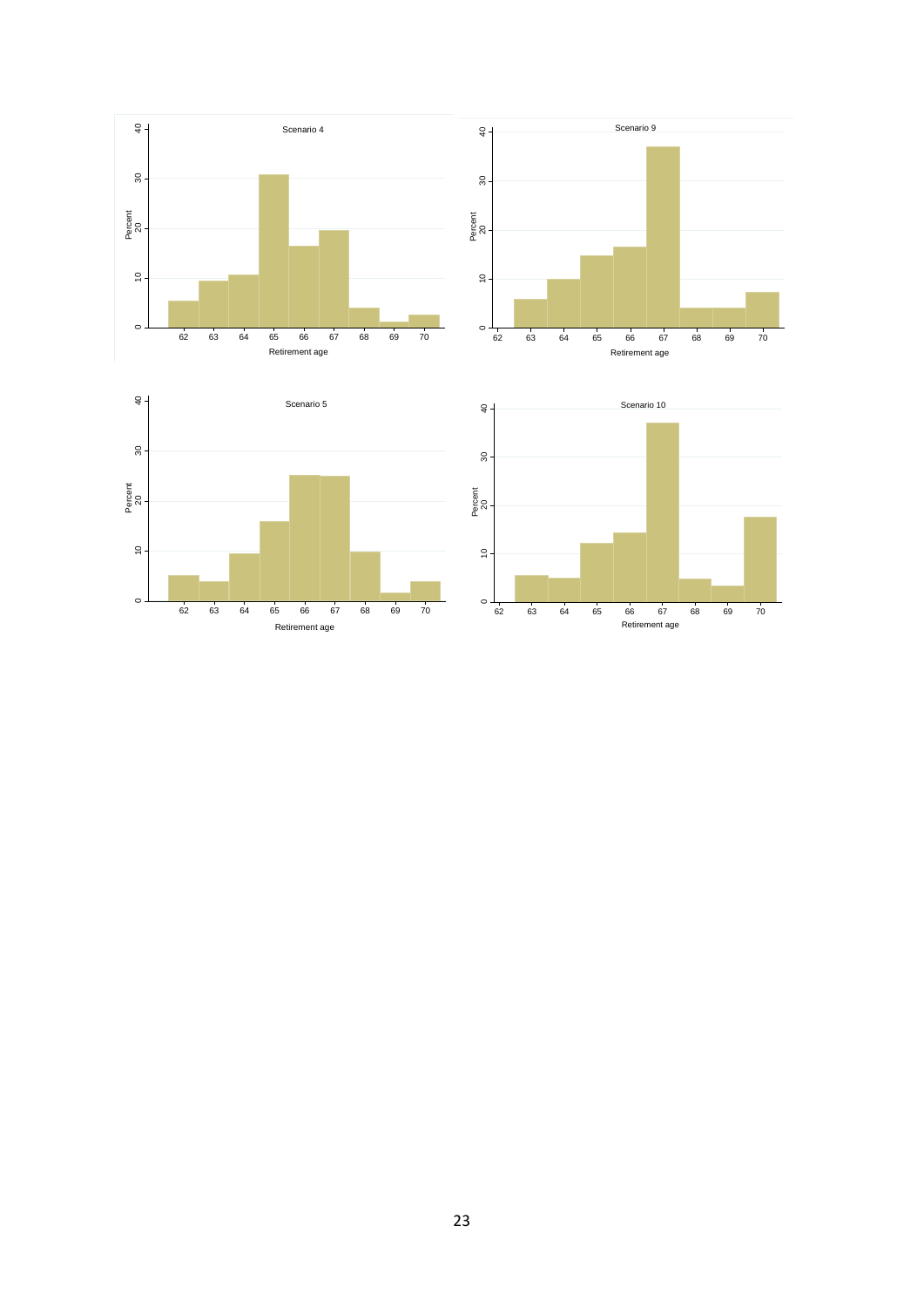Scenario 4

Scenario 9

Scenario 5

Scenario 10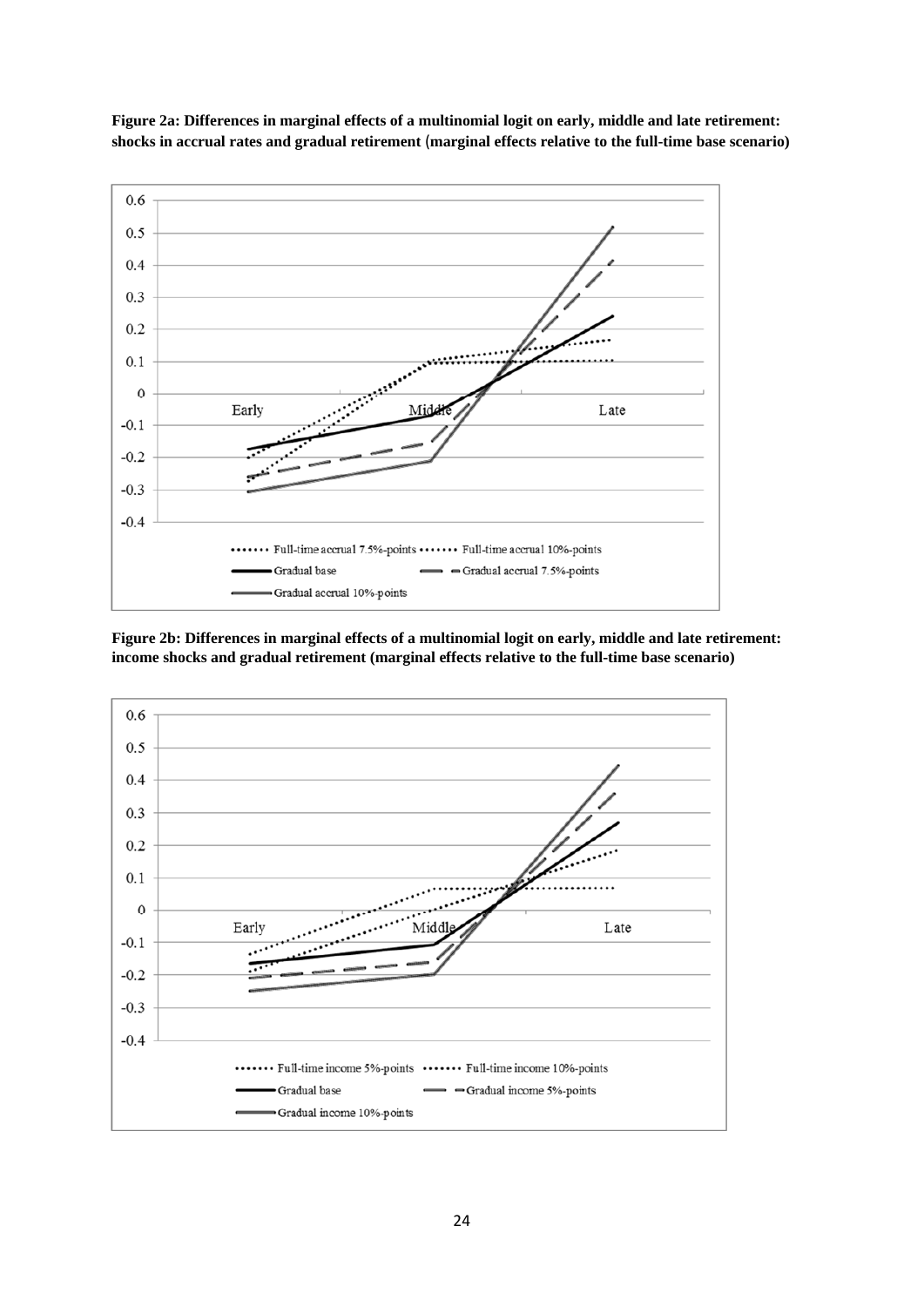**Figure 2a: Differences in marginal effects of a multinomial logit on early, middle and late retirement: shocks in accrual rates and gradual retirement (marginal effects relative to the full-time base scenario)**

**Figure 2b: Differences in marginal effects of a multinomial logit on early, middle and late retirement: income shocks and gradual retirement (marginal effects relative to the full-time base scenario)**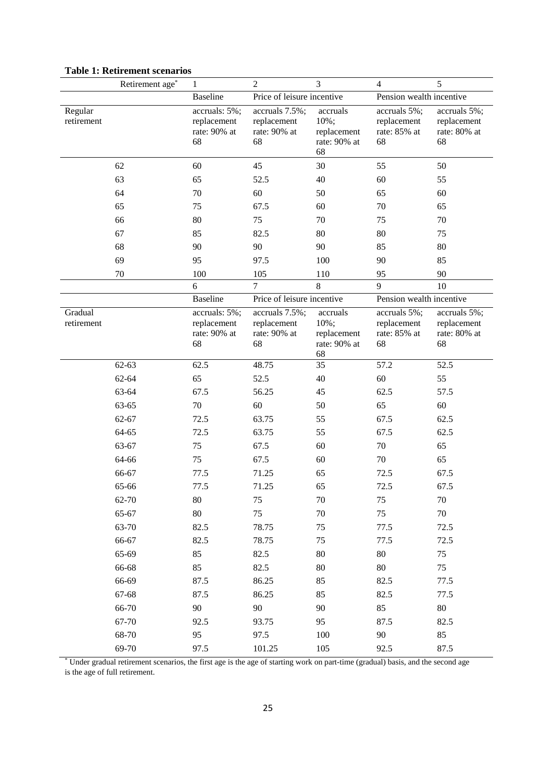**Table 1: Retirement scenarios**

| | Retirement age* | 1 | 2 | 3 | 4 | 5 |
|---|---|---|---|---|---|---|
| | | Baseline | Price of leisure incentive | | Pension wealth incentive | |
| Regular retirement | | accruals: 5%; replacement rate: 90% at 68 | accruals 7.5%; replacement rate: 90% at 68 | accruals 10%; replacement rate: 90% at 68 | accruals 5%; replacement rate: 85% at 68 | accruals 5%; replacement rate: 80% at 68 |
| | 62 | 60 | 45 | 30 | 55 | 50 |
| | 63 | 65 | 52.5 | 40 | 60 | 55 |
| | 64 | 70 | 60 | 50 | 65 | 60 |
| | 65 | 75 | 67.5 | 60 | 70 | 65 |
| | 66 | 80 | 75 | 70 | 75 | 70 |
| | 67 | 85 | 82.5 | 80 | 80 | 75 |
| | 68 | 90 | 90 | 90 | 85 | 80 |
| | 69 | 95 | 97.5 | 100 | 90 | 85 |
| | 70 | 100 | 105 | 110 | 95 | 90 |
| | | 6 | 7 | 8 | 9 | 10 |
| | | Baseline | Price of leisure incentive | | Pension wealth incentive | |
| Gradual retirement | | accruals: 5%; replacement rate: 90% at 68 | accruals 7.5%; replacement rate: 90% at 68 | accruals 10%; replacement rate: 90% at 68 | accruals 5%; replacement rate: 85% at 68 | accruals 5%; replacement rate: 80% at 68 |
| | 62-63 | 62.5 | 48.75 | 35 | 57.2 | 52.5 |
| | 62-64 | 65 | 52.5 | 40 | 60 | 55 |
| | 63-64 | 67.5 | 56.25 | 45 | 62.5 | 57.5 |
| | 63-65 | 70 | 60 | 50 | 65 | 60 |
| | 62-67 | 72.5 | 63.75 | 55 | 67.5 | 62.5 |
| | 64-65 | 72.5 | 63.75 | 55 | 67.5 | 62.5 |
| | 63-67 | 75 | 67.5 | 60 | 70 | 65 |
| | 64-66 | 75 | 67.5 | 60 | 70 | 65 |
| | 66-67 | 77.5 | 71.25 | 65 | 72.5 | 67.5 |
| | 65-66 | 77.5 | 71.25 | 65 | 72.5 | 67.5 |
| | 62-70 | 80 | 75 | 70 | 75 | 70 |
| | 65-67 | 80 | 75 | 70 | 75 | 70 |
| | 63-70 | 82.5 | 78.75 | 75 | 77.5 | 72.5 |
| | 66-67 | 82.5 | 78.75 | 75 | 77.5 | 72.5 |
| | 65-69 | 85 | 82.5 | 80 | 80 | 75 |
| | 66-68 | 85 | 82.5 | 80 | 80 | 75 |
| | 66-69 | 87.5 | 86.25 | 85 | 82.5 | 77.5 |
| | 67-68 | 87.5 | 86.25 | 85 | 82.5 | 77.5 |
| | 66-70 | 90 | 90 | 90 | 85 | 80 |
| | 67-70 | 92.5 | 93.75 | 95 | 87.5 | 82.5 |
| | 68-70 | 95 | 97.5 | 100 | 90 | 85 |
| | 69-70 | 97.5 | 101.25 | 105 | 92.5 | 87.5 |

* Under gradual retirement scenarios, the first age is the age of starting work on part-time (gradual) basis, and the second age is the age of full retirement.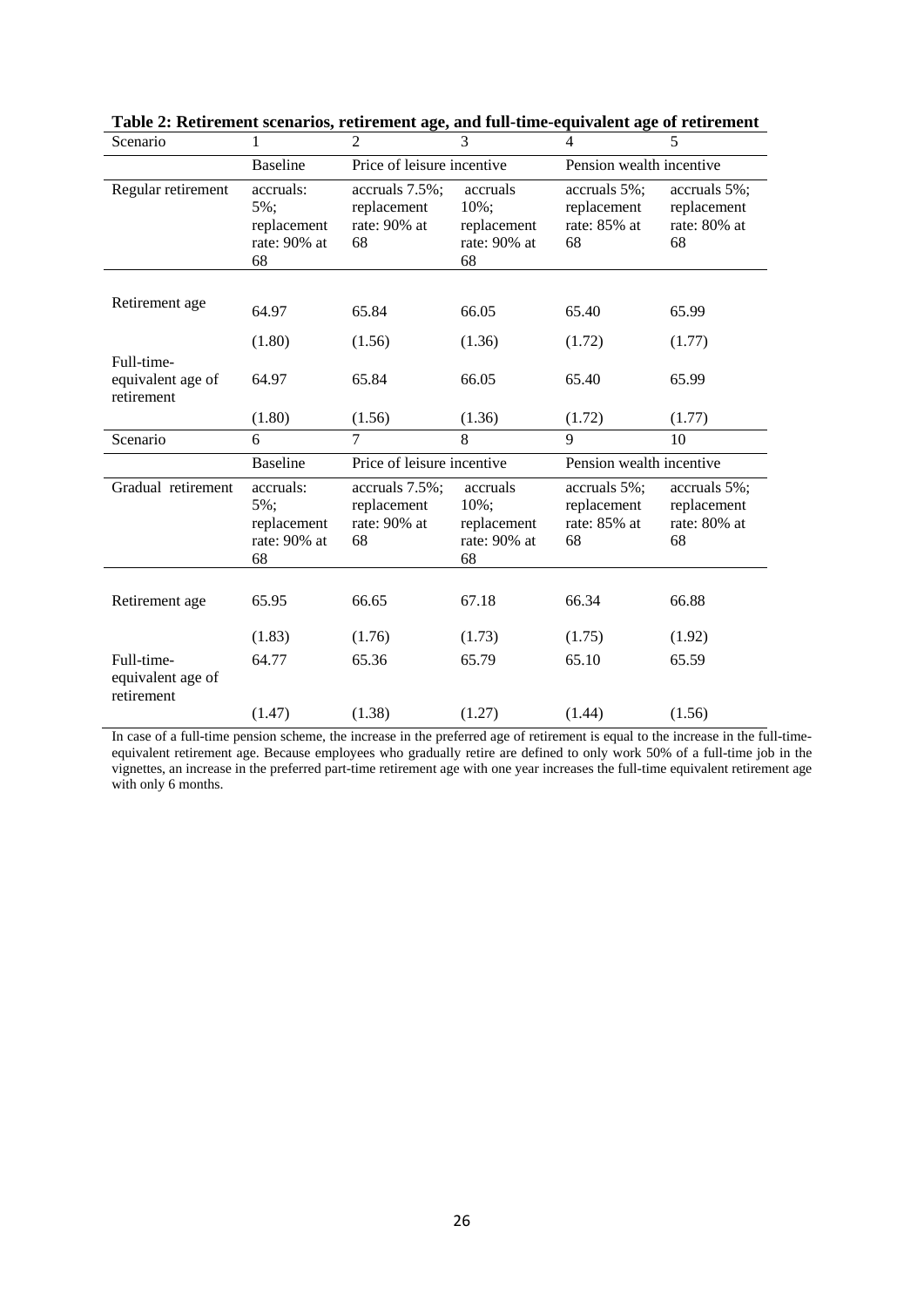**Table 2: Retirement scenarios, retirement age, and full-time-equivalent age of retirement**

| Scenario | 1 | 2 | 3 | 4 | 5 |
|---|---|---|---|---|---|
| | Baseline | Price of leisure incentive | | Pension wealth incentive | |
| Regular retirement | accruals: 5%; replacement rate: 90% at 68 | accruals 7.5%; replacement rate: 90% at 68 | accruals 10%; replacement rate: 90% at 68 | accruals 5%; replacement rate: 85% at 68 | accruals 5%; replacement rate: 80% at 68 |
| Retirement age | 64.97 | 65.84 | 66.05 | 65.40 | 65.99 |
| | (1.80) | (1.56) | (1.36) | (1.72) | (1.77) |
| Full-time-equivalent age of retirement | 64.97 | 65.84 | 66.05 | 65.40 | 65.99 |
| | (1.80) | (1.56) | (1.36) | (1.72) | (1.77) |
| Scenario | 6 | 7 | 8 | 9 | 10 |
| | Baseline | Price of leisure incentive | | Pension wealth incentive | |
| Gradual retirement | accruals: 5%; replacement rate: 90% at 68 | accruals 7.5%; replacement rate: 90% at 68 | accruals 10%; replacement rate: 90% at 68 | accruals 5%; replacement rate: 85% at 68 | accruals 5%; replacement rate: 80% at 68 |
| Retirement age | 65.95 | 66.65 | 67.18 | 66.34 | 66.88 |
| | (1.83) | (1.76) | (1.73) | (1.75) | (1.92) |
| Full-time-equivalent age of retirement | 64.77 | 65.36 | 65.79 | 65.10 | 65.59 |
| | (1.47) | (1.38) | (1.27) | (1.44) | (1.56) |

In case of a full-time pension scheme, the increase in the preferred age of retirement is equal to the increase in the full-time-equivalent retirement age. Because employees who gradually retire are defined to only work 50% of a full-time job in the vignettes, an increase in the preferred part-time retirement age with one year increases the full-time equivalent retirement age with only 6 months.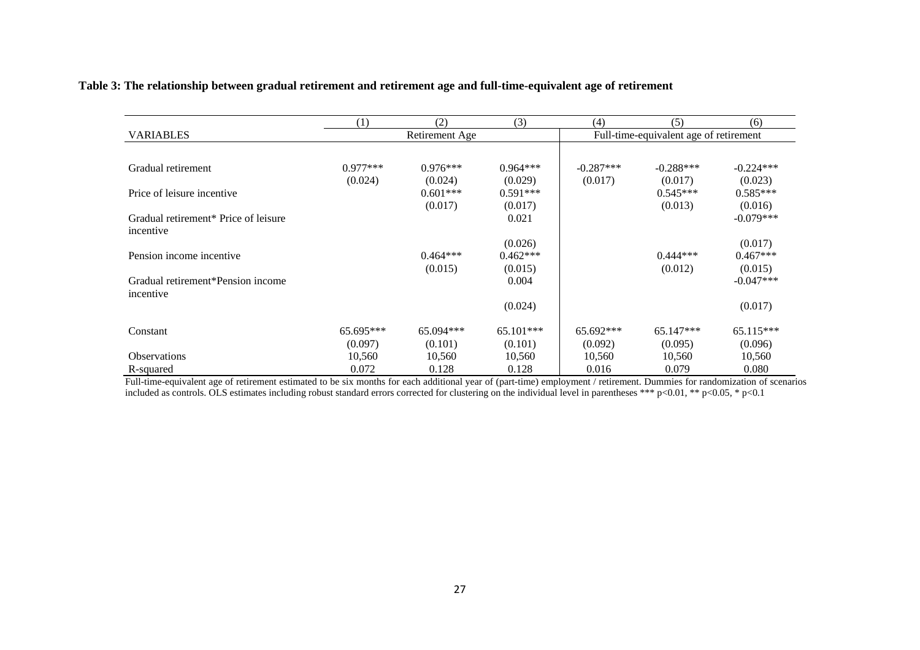**Table 3: The relationship between gradual retirement and retirement age and full-time-equivalent age of retirement**

| | (1) | (2) | (3) | (4) | (5) | (6) |
|---|---|---|---|---|---|---|
| VARIABLES | Retirement Age | | | Full-time-equivalent age of retirement | | |
| Gradual retirement | 0.977*** | 0.976*** | 0.964*** | -0.287*** | -0.288*** | -0.224*** |
| | (0.024) | (0.024) | (0.029) | (0.017) | (0.017) | (0.023) |
| Price of leisure incentive | | 0.601*** | 0.591*** | | 0.545*** | 0.585*** |
| | | (0.017) | (0.017) | | (0.013) | (0.016) |
| Gradual retirement* Price of leisure incentive | | | 0.021 | | | -0.079*** |
| | | | (0.026) | | | (0.017) |
| Pension income incentive | | 0.464*** | 0.462*** | | 0.444*** | 0.467*** |
| | | (0.015) | (0.015) | | (0.012) | (0.015) |
| Gradual retirement*Pension income incentive | | | 0.004 | | | -0.047*** |
| | | | (0.024) | | | (0.017) |
| Constant | 65.695*** | 65.094*** | 65.101*** | 65.692*** | 65.147*** | 65.115*** |
| | (0.097) | (0.101) | (0.101) | (0.092) | (0.095) | (0.096) |
| Observations | 10,560 | 10,560 | 10,560 | 10,560 | 10,560 | 10,560 |
| R-squared | 0.072 | 0.128 | 0.128 | 0.016 | 0.079 | 0.080 |

Full-time-equivalent age of retirement estimated to be six months for each additional year of (part-time) employment / retirement. Dummies for randomization of scenarios included as controls. OLS estimates including robust standard errors corrected for clustering on the individual level in parentheses *** p<0.01, ** p<0.05, * p<0.1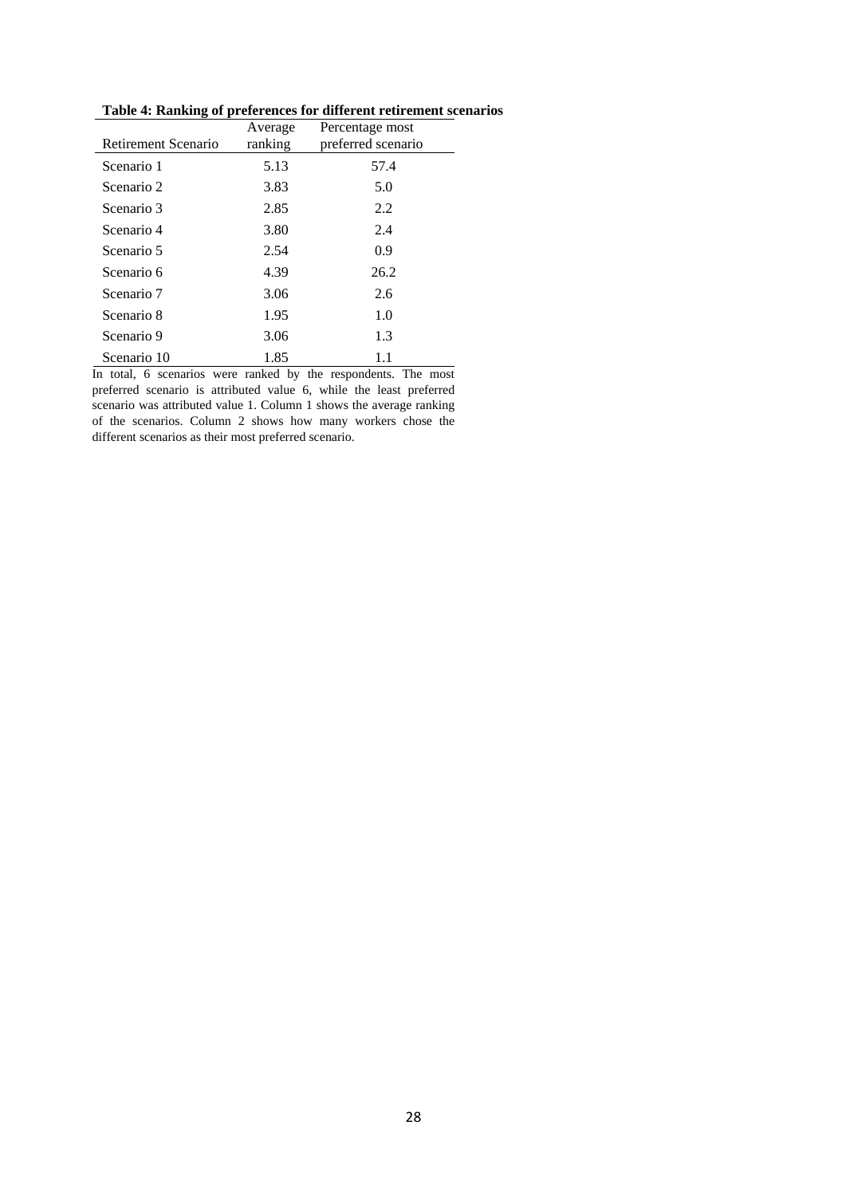**Table 4: Ranking of preferences for different retirement scenarios**

| Retirement Scenario | Average ranking | Percentage most preferred scenario |
|---|---|---|
| Scenario 1 | 5.13 | 57.4 |
| Scenario 2 | 3.83 | 5.0 |
| Scenario 3 | 2.85 | 2.2 |
| Scenario 4 | 3.80 | 2.4 |
| Scenario 5 | 2.54 | 0.9 |
| Scenario 6 | 4.39 | 26.2 |
| Scenario 7 | 3.06 | 2.6 |
| Scenario 8 | 1.95 | 1.0 |
| Scenario 9 | 3.06 | 1.3 |
| Scenario 10 | 1.85 | 1.1 |

In total, 6 scenarios were ranked by the respondents. The most preferred scenario is attributed value 6, while the least preferred scenario was attributed value 1. Column 1 shows the average ranking of the scenarios. Column 2 shows how many workers chose the different scenarios as their most preferred scenario.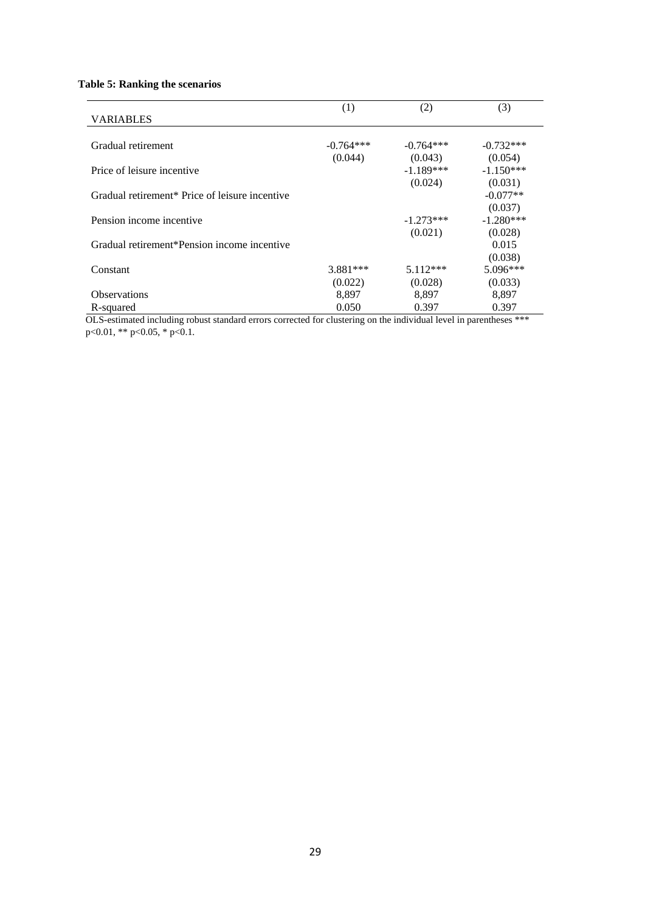**Table 5: Ranking the scenarios**

| VARIABLES | (1) | (2) | (3) |
|---|---|---|---|
| Gradual retirement | -0.764*** | -0.764*** | -0.732*** |
| | (0.044) | (0.043) | (0.054) |
| Price of leisure incentive | | -1.189*** | -1.150*** |
| | | (0.024) | (0.031) |
| Gradual retirement* Price of leisure incentive | | | -0.077** |
| | | | (0.037) |
| Pension income incentive | | -1.273*** | -1.280*** |
| | | (0.021) | (0.028) |
| Gradual retirement*Pension income incentive | | | 0.015 |
| | | | (0.038) |
| Constant | 3.881*** | 5.112*** | 5.096*** |
| | (0.022) | (0.028) | (0.033) |
| Observations | 8,897 | 8,897 | 8,897 |
| R-squared | 0.050 | 0.397 | 0.397 |

OLS-estimated including robust standard errors corrected for clustering on the individual level in parentheses *** p<0.01, ** p<0.05, * p<0.1.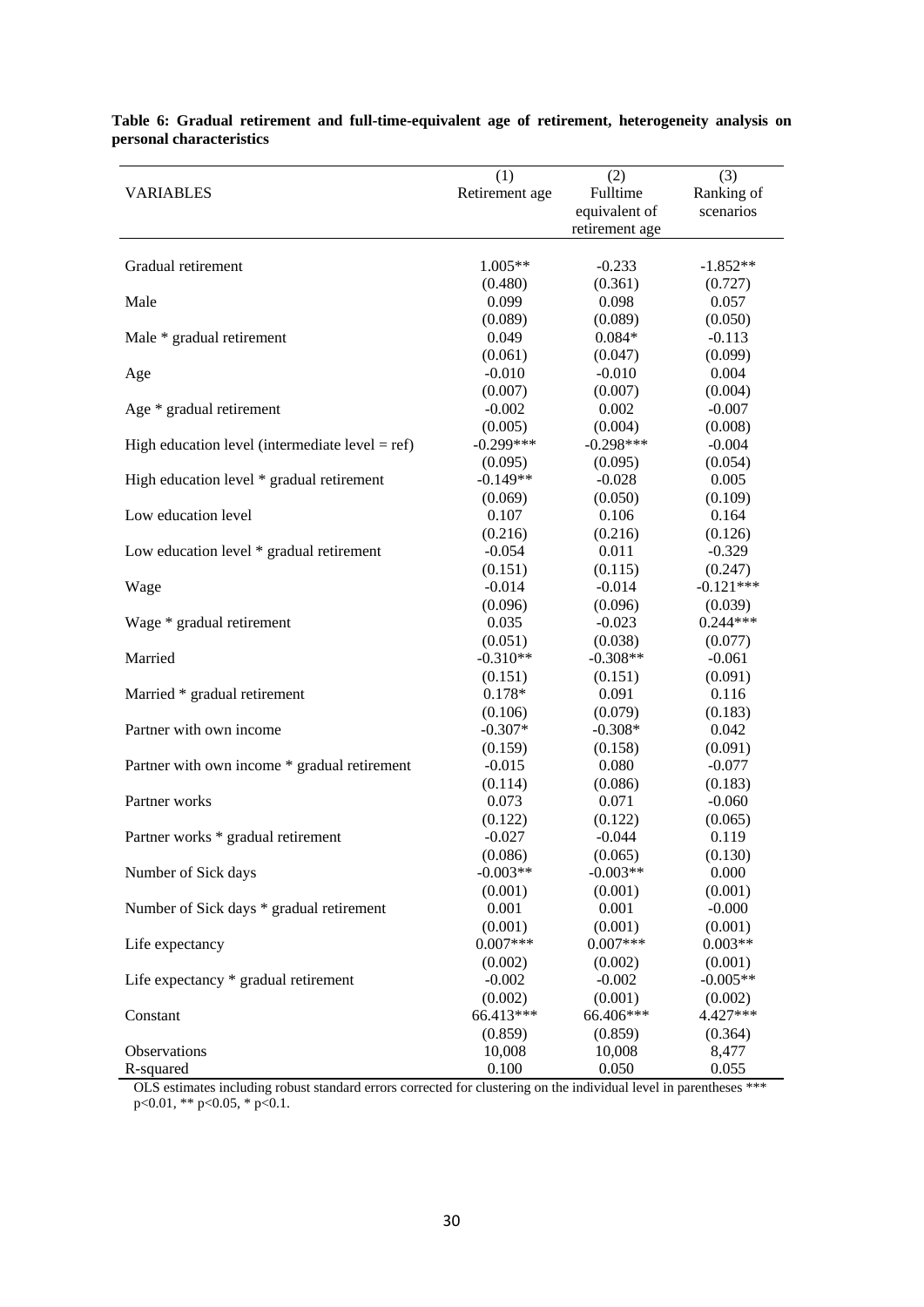**Table 6: Gradual retirement and full-time-equivalent age of retirement, heterogeneity analysis on personal characteristics**

| VARIABLES | (1)<br>Retirement age | (2)<br>Fulltime equivalent of retirement age | (3)<br>Ranking of scenarios |
|---|---|---|---|
| Gradual retirement | 1.005** | -0.233 | -1.852** |
| | (0.480) | (0.361) | (0.727) |
| Male | 0.099 | 0.098 | 0.057 |
| | (0.089) | (0.089) | (0.050) |
| Male * gradual retirement | 0.049 | 0.084* | -0.113 |
| | (0.061) | (0.047) | (0.099) |
| Age | -0.010 | -0.010 | 0.004 |
| | (0.007) | (0.007) | (0.004) |
| Age * gradual retirement | -0.002 | 0.002 | -0.007 |
| | (0.005) | (0.004) | (0.008) |
| High education level (intermediate level = ref) | -0.299*** | -0.298*** | -0.004 |
| | (0.095) | (0.095) | (0.054) |
| High education level * gradual retirement | -0.149** | -0.028 | 0.005 |
| | (0.069) | (0.050) | (0.109) |
| Low education level | 0.107 | 0.106 | 0.164 |
| | (0.216) | (0.216) | (0.126) |
| Low education level * gradual retirement | -0.054 | 0.011 | -0.329 |
| | (0.151) | (0.115) | (0.247) |
| Wage | -0.014 | -0.014 | -0.121*** |
| | (0.096) | (0.096) | (0.039) |
| Wage * gradual retirement | 0.035 | -0.023 | 0.244*** |
| | (0.051) | (0.038) | (0.077) |
| Married | -0.310** | -0.308** | -0.061 |
| | (0.151) | (0.151) | (0.091) |
| Married * gradual retirement | 0.178* | 0.091 | 0.116 |
| | (0.106) | (0.079) | (0.183) |
| Partner with own income | -0.307* | -0.308* | 0.042 |
| | (0.159) | (0.158) | (0.091) |
| Partner with own income * gradual retirement | -0.015 | 0.080 | -0.077 |
| | (0.114) | (0.086) | (0.183) |
| Partner works | 0.073 | 0.071 | -0.060 |
| | (0.122) | (0.122) | (0.065) |
| Partner works * gradual retirement | -0.027 | -0.044 | 0.119 |
| | (0.086) | (0.065) | (0.130) |
| Number of Sick days | -0.003** | -0.003** | 0.000 |
| | (0.001) | (0.001) | (0.001) |
| Number of Sick days * gradual retirement | 0.001 | 0.001 | -0.000 |
| | (0.001) | (0.001) | (0.001) |
| Life expectancy | 0.007*** | 0.007*** | 0.003** |
| | (0.002) | (0.002) | (0.001) |
| Life expectancy * gradual retirement | -0.002 | -0.002 | -0.005** |
| | (0.002) | (0.001) | (0.002) |
| Constant | 66.413*** | 66.406*** | 4.427*** |
| | (0.859) | (0.859) | (0.364) |
| Observations | 10,008 | 10,008 | 8,477 |
| R-squared | 0.100 | 0.050 | 0.055 |

OLS estimates including robust standard errors corrected for clustering on the individual level in parentheses *** p<0.01, ** p<0.05, * p<0.1.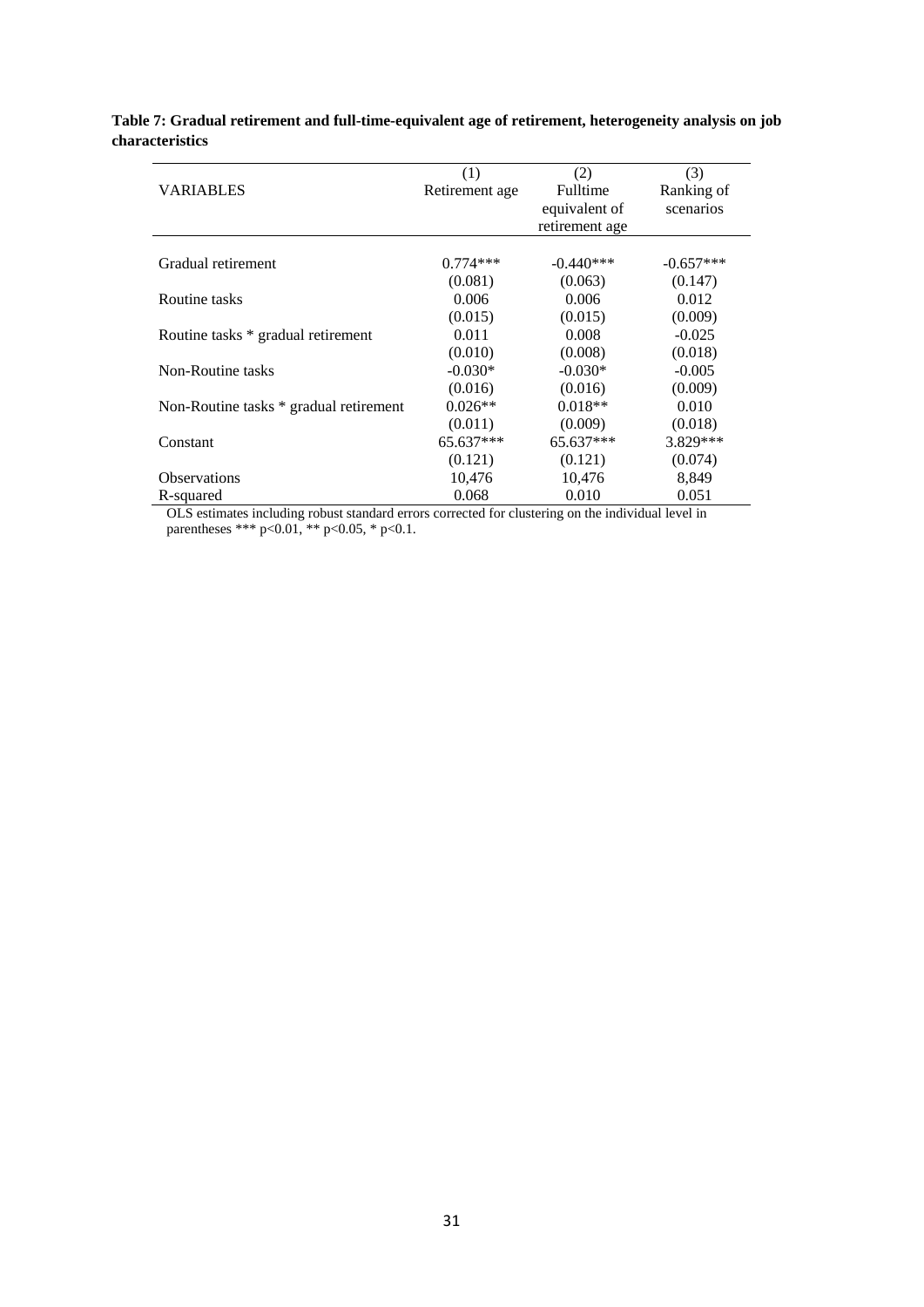**Table 7: Gradual retirement and full-time-equivalent age of retirement, heterogeneity analysis on job characteristics**

| VARIABLES | (1)<br>Retirement age | (2)<br>Fulltime equivalent of retirement age | (3)<br>Ranking of scenarios |
|---|---|---|---|
| Gradual retirement | 0.774*** | -0.440*** | -0.657*** |
| | (0.081) | (0.063) | (0.147) |
| Routine tasks | 0.006 | 0.006 | 0.012 |
| | (0.015) | (0.015) | (0.009) |
| Routine tasks * gradual retirement | 0.011 | 0.008 | -0.025 |
| | (0.010) | (0.008) | (0.018) |
| Non-Routine tasks | -0.030* | -0.030* | -0.005 |
| | (0.016) | (0.016) | (0.009) |
| Non-Routine tasks * gradual retirement | 0.026** | 0.018** | 0.010 |
| | (0.011) | (0.009) | (0.018) |
| Constant | 65.637*** | 65.637*** | 3.829*** |
| | (0.121) | (0.121) | (0.074) |
| Observations | 10,476 | 10,476 | 8,849 |
| R-squared | 0.068 | 0.010 | 0.051 |

OLS estimates including robust standard errors corrected for clustering on the individual level in parentheses *** p<0.01, ** p<0.05, * p<0.1.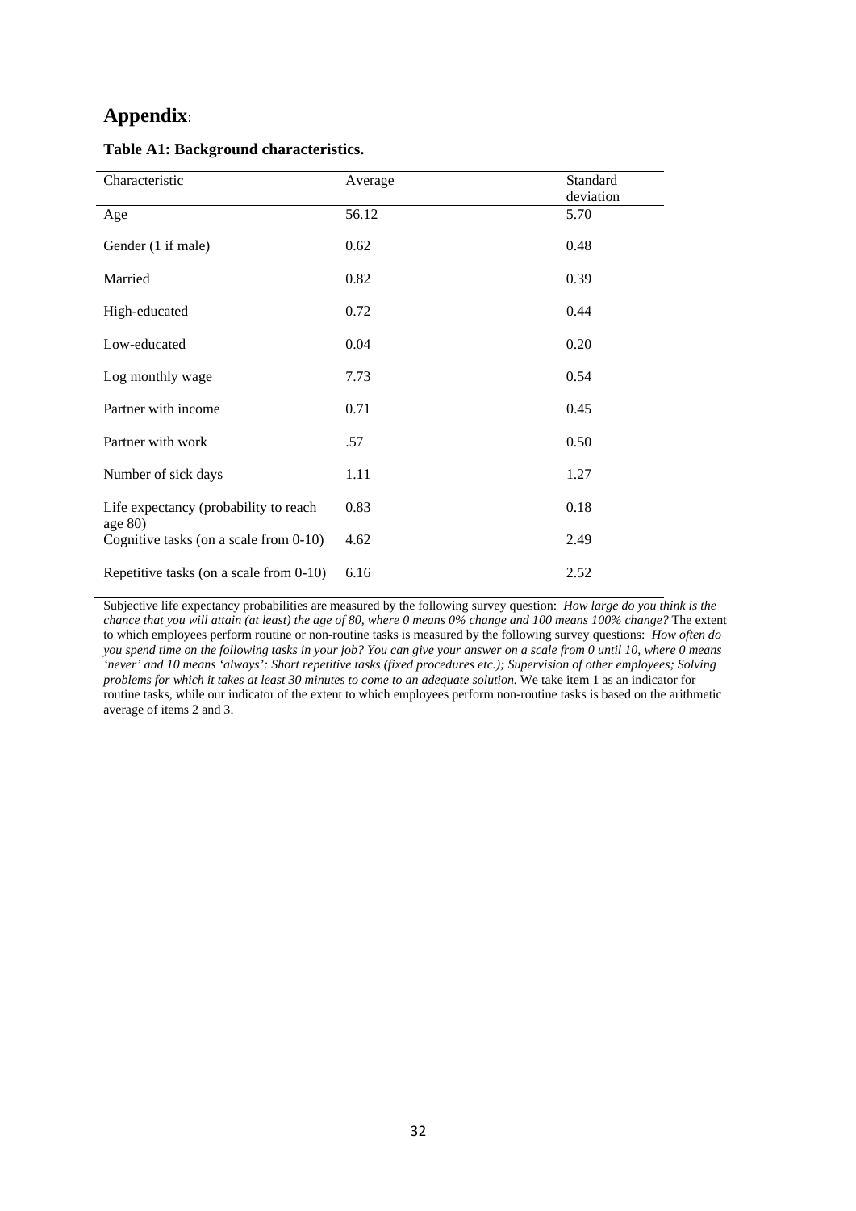## **Appendix**:

### **Table A1: Background characteristics.**

| Characteristic | Average | Standard deviation |
|---|---|---|
| Age | 56.12 | 5.70 |
| Gender (1 if male) | 0.62 | 0.48 |
| Married | 0.82 | 0.39 |
| High-educated | 0.72 | 0.44 |
| Low-educated | 0.04 | 0.20 |
| Log monthly wage | 7.73 | 0.54 |
| Partner with income | 0.71 | 0.45 |
| Partner with work | .57 | 0.50 |
| Number of sick days | 1.11 | 1.27 |
| Life expectancy (probability to reach age 80) | 0.83 | 0.18 |
| Cognitive tasks (on a scale from 0-10) | 4.62 | 2.49 |
| Repetitive tasks (on a scale from 0-10) | 6.16 | 2.52 |

Subjective life expectancy probabilities are measured by the following survey question: *How large do you think is the chance that you will attain (at least) the age of 80, where 0 means 0% change and 100 means 100% change?* The extent to which employees perform routine or non-routine tasks is measured by the following survey questions: *How often do you spend time on the following tasks in your job? You can give your answer on a scale from 0 until 10, where 0 means 'never' and 10 means 'always': Short repetitive tasks (fixed procedures etc.); Supervision of other employees; Solving problems for which it takes at least 30 minutes to come to an adequate solution.* We take item 1 as an indicator for routine tasks, while our indicator of the extent to which employees perform non-routine tasks is based on the arithmetic average of items 2 and 3.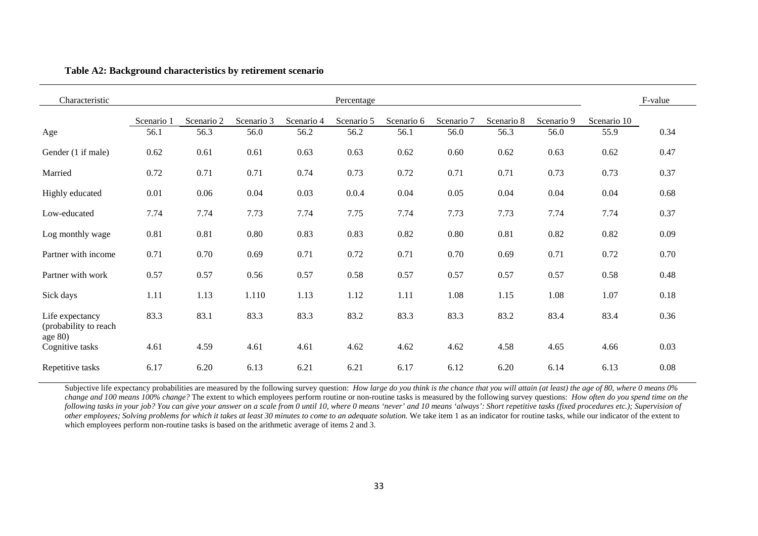**Table A2: Background characteristics by retirement scenario**

| Characteristic | Percentage | | | | | | | | | | F-value |
|---|---|---|---|---|---|---|---|---|---|---|---|
| | Scenario 1 | Scenario 2 | Scenario 3 | Scenario 4 | Scenario 5 | Scenario 6 | Scenario 7 | Scenario 8 | Scenario 9 | Scenario 10 | |
| Age | 56.1 | 56.3 | 56.0 | 56.2 | 56.2 | 56.1 | 56.0 | 56.3 | 56.0 | 55.9 | 0.34 |
| Gender (1 if male) | 0.62 | 0.61 | 0.61 | 0.63 | 0.63 | 0.62 | 0.60 | 0.62 | 0.63 | 0.62 | 0.47 |
| Married | 0.72 | 0.71 | 0.71 | 0.74 | 0.73 | 0.72 | 0.71 | 0.71 | 0.73 | 0.73 | 0.37 |
| Highly educated | 0.01 | 0.06 | 0.04 | 0.03 | 0.0.4 | 0.04 | 0.05 | 0.04 | 0.04 | 0.04 | 0.68 |
| Low-educated | 7.74 | 7.74 | 7.73 | 7.74 | 7.75 | 7.74 | 7.73 | 7.73 | 7.74 | 7.74 | 0.37 |
| Log monthly wage | 0.81 | 0.81 | 0.80 | 0.83 | 0.83 | 0.82 | 0.80 | 0.81 | 0.82 | 0.82 | 0.09 |
| Partner with income | 0.71 | 0.70 | 0.69 | 0.71 | 0.72 | 0.71 | 0.70 | 0.69 | 0.71 | 0.72 | 0.70 |
| Partner with work | 0.57 | 0.57 | 0.56 | 0.57 | 0.58 | 0.57 | 0.57 | 0.57 | 0.57 | 0.58 | 0.48 |
| Sick days | 1.11 | 1.13 | 1.110 | 1.13 | 1.12 | 1.11 | 1.08 | 1.15 | 1.08 | 1.07 | 0.18 |
| Life expectancy (probability to reach age 80) | 83.3 | 83.1 | 83.3 | 83.3 | 83.2 | 83.3 | 83.3 | 83.2 | 83.4 | 83.4 | 0.36 |
| Cognitive tasks | 4.61 | 4.59 | 4.61 | 4.61 | 4.62 | 4.62 | 4.62 | 4.58 | 4.65 | 4.66 | 0.03 |
| Repetitive tasks | 6.17 | 6.20 | 6.13 | 6.21 | 6.21 | 6.17 | 6.12 | 6.20 | 6.14 | 6.13 | 0.08 |

Subjective life expectancy probabilities are measured by the following survey question: *How large do you think is the chance that you will attain (at least) the age of 80, where 0 means 0% change and 100 means 100% change?* The extent to which employees perform routine or non-routine tasks is measured by the following survey questions: *How often do you spend time on the following tasks in your job? You can give your answer on a scale from 0 until 10, where 0 means 'never' and 10 means 'always': Short repetitive tasks (fixed procedures etc.); Supervision of other employees; Solving problems for which it takes at least 30 minutes to come to an adequate solution.* We take item 1 as an indicator for routine tasks, while our indicator of the extent to which employees perform non-routine tasks is based on the arithmetic average of items 2 and 3.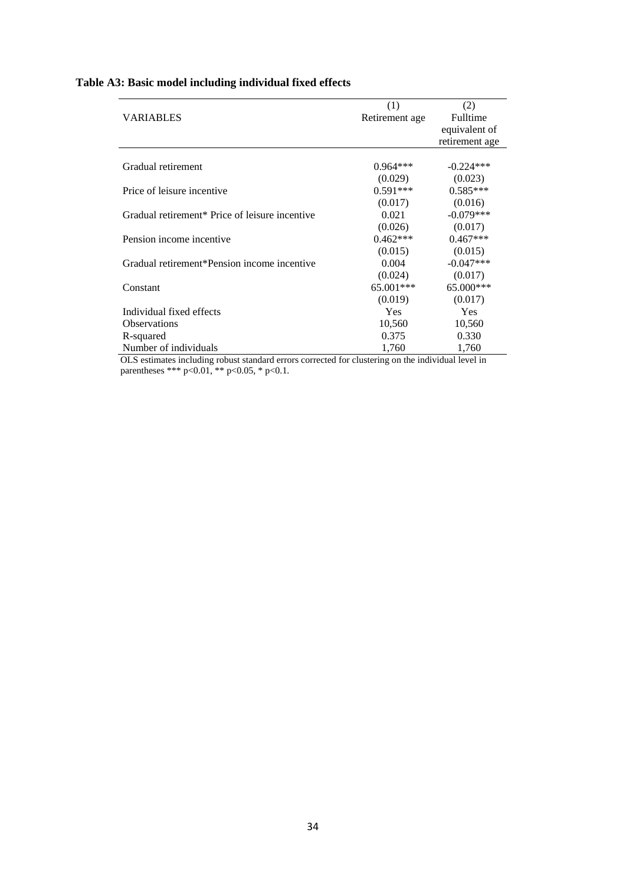**Table A3: Basic model including individual fixed effects**

| VARIABLES | (1) Retirement age | (2) Fulltime equivalent of retirement age |
|---|---|---|
| Gradual retirement | 0.964*** | -0.224*** |
| | (0.029) | (0.023) |
| Price of leisure incentive | 0.591*** | 0.585*** |
| | (0.017) | (0.016) |
| Gradual retirement* Price of leisure incentive | 0.021 | -0.079*** |
| | (0.026) | (0.017) |
| Pension income incentive | 0.462*** | 0.467*** |
| | (0.015) | (0.015) |
| Gradual retirement*Pension income incentive | 0.004 | -0.047*** |
| | (0.024) | (0.017) |
| Constant | 65.001*** | 65.000*** |
| | (0.019) | (0.017) |
| Individual fixed effects | Yes | Yes |
| Observations | 10,560 | 10,560 |
| R-squared | 0.375 | 0.330 |
| Number of individuals | 1,760 | 1,760 |

OLS estimates including robust standard errors corrected for clustering on the individual level in parentheses *** p<0.01, ** p<0.05, * p<0.1.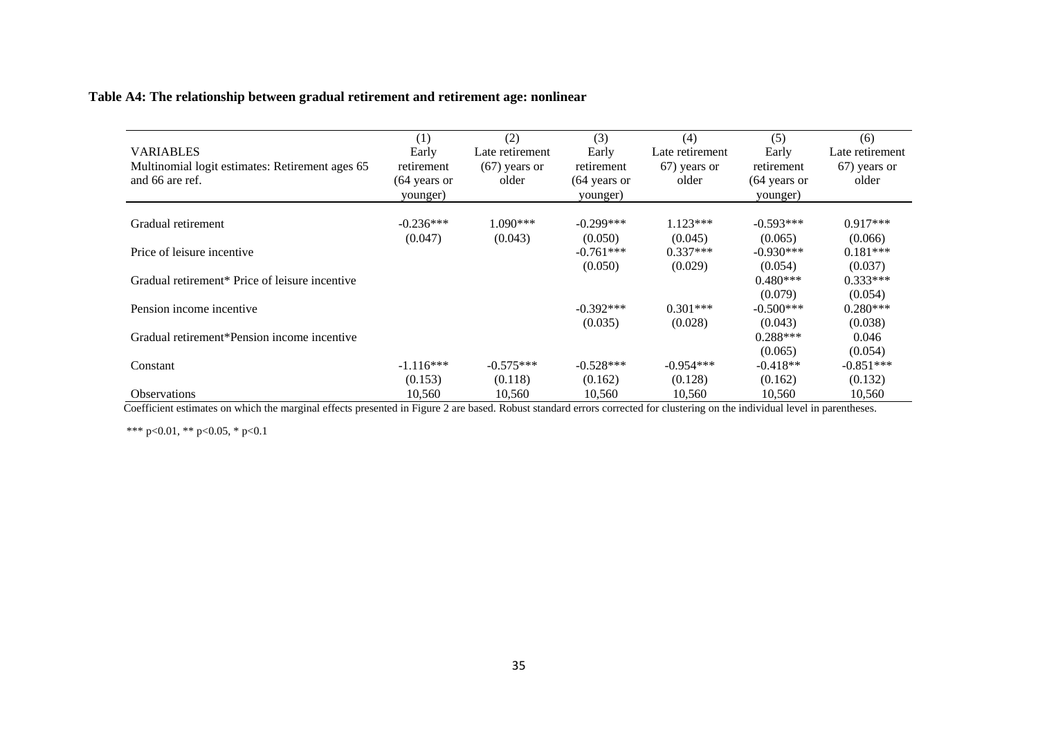**Table A4: The relationship between gradual retirement and retirement age: nonlinear**

| VARIABLES<br>Multinomial logit estimates: Retirement ages 65 and 66 are ref. | (1)<br>Early retirement (64 years or younger) | (2)<br>Late retirement (67) years or older | (3)<br>Early retirement (64 years or younger) | (4)<br>Late retirement 67) years or older | (5)<br>Early retirement (64 years or younger) | (6)<br>Late retirement 67) years or older |
|---|---|---|---|---|---|---|
| Gradual retirement | -0.236*** | 1.090*** | -0.299*** | 1.123*** | -0.593*** | 0.917*** |
| | (0.047) | (0.043) | (0.050) | (0.045) | (0.065) | (0.066) |
| Price of leisure incentive | | | -0.761*** | 0.337*** | -0.930*** | 0.181*** |
| | | | (0.050) | (0.029) | (0.054) | (0.037) |
| Gradual retirement* Price of leisure incentive | | | | | 0.480*** | 0.333*** |
| | | | | | (0.079) | (0.054) |
| Pension income incentive | | | -0.392*** | 0.301*** | -0.500*** | 0.280*** |
| | | | (0.035) | (0.028) | (0.043) | (0.038) |
| Gradual retirement*Pension income incentive | | | | | 0.288*** | 0.046 |
| | | | | | (0.065) | (0.054) |
| Constant | -1.116*** | -0.575*** | -0.528*** | -0.954*** | -0.418** | -0.851*** |
| | (0.153) | (0.118) | (0.162) | (0.128) | (0.162) | (0.132) |
| Observations | 10,560 | 10,560 | 10,560 | 10,560 | 10,560 | 10,560 |

Coefficient estimates on which the marginal effects presented in Figure 2 are based. Robust standard errors corrected for clustering on the individual level in parentheses.

*** p<0.01, ** p<0.05, * p<0.1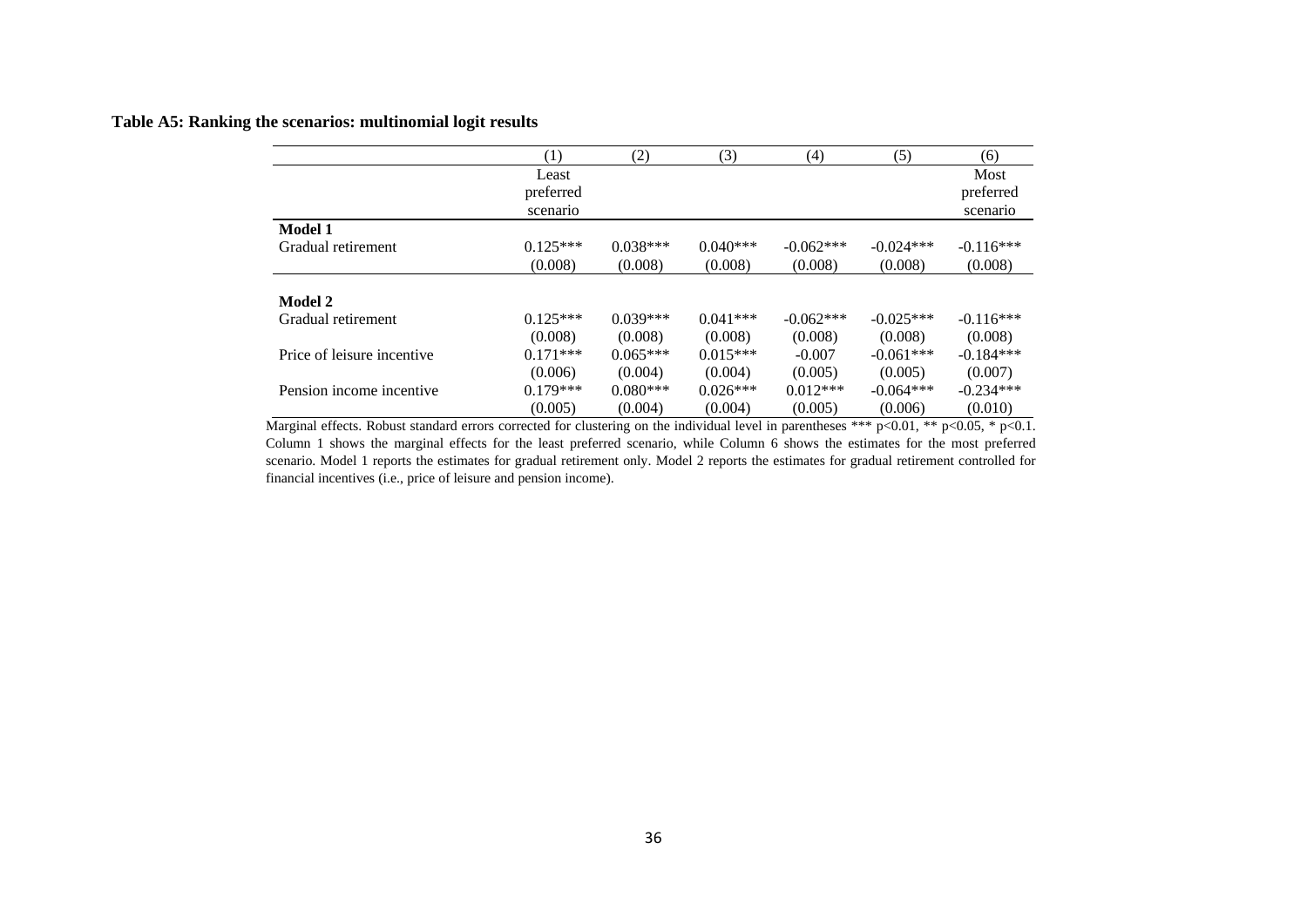**Table A5: Ranking the scenarios: multinomial logit results**

| | (1) | (2) | (3) | (4) | (5) | (6) |
|---|---|---|---|---|---|---|
| | Least preferred scenario | | | | | Most preferred scenario |
| **Model 1** | | | | | | |
| Gradual retirement | 0.125*** | 0.038*** | 0.040*** | -0.062*** | -0.024*** | -0.116*** |
| | (0.008) | (0.008) | (0.008) | (0.008) | (0.008) | (0.008) |
| **Model 2** | | | | | | |
| Gradual retirement | 0.125*** | 0.039*** | 0.041*** | -0.062*** | -0.025*** | -0.116*** |
| | (0.008) | (0.008) | (0.008) | (0.008) | (0.008) | (0.008) |
| Price of leisure incentive | 0.171*** | 0.065*** | 0.015*** | -0.007 | -0.061*** | -0.184*** |
| | (0.006) | (0.004) | (0.004) | (0.005) | (0.005) | (0.007) |
| Pension income incentive | 0.179*** | 0.080*** | 0.026*** | 0.012*** | -0.064*** | -0.234*** |
| | (0.005) | (0.004) | (0.004) | (0.005) | (0.006) | (0.010) |

Marginal effects. Robust standard errors corrected for clustering on the individual level in parentheses *** $p<0.01$, ** $p<0.05$, * $p<0.1$. Column 1 shows the marginal effects for the least preferred scenario, while Column 6 shows the estimates for the most preferred scenario. Model 1 reports the estimates for gradual retirement only. Model 2 reports the estimates for gradual retirement controlled for financial incentives (i.e., price of leisure and pension income).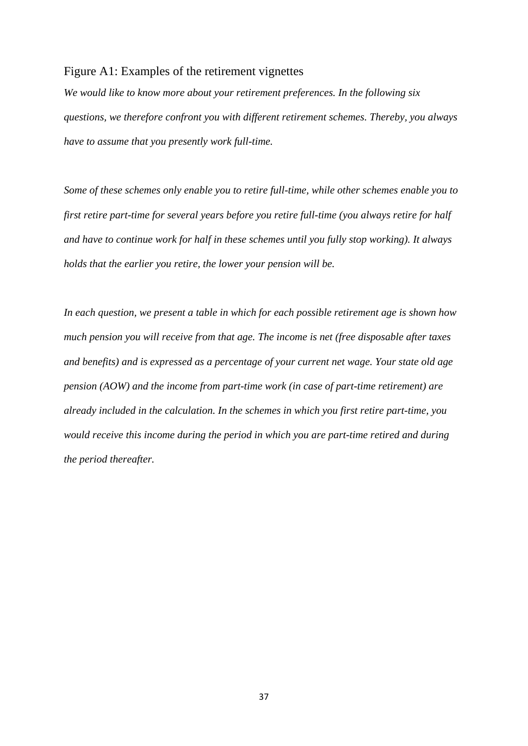Figure A1: Examples of the retirement vignettes

*We would like to know more about your retirement preferences. In the following six questions, we therefore confront you with different retirement schemes. Thereby, you always have to assume that you presently work full-time.*

*Some of these schemes only enable you to retire full-time, while other schemes enable you to first retire part-time for several years before you retire full-time (you always retire for half and have to continue work for half in these schemes until you fully stop working). It always holds that the earlier you retire, the lower your pension will be.*

*In each question, we present a table in which for each possible retirement age is shown how much pension you will receive from that age. The income is net (free disposable after taxes and benefits) and is expressed as a percentage of your current net wage. Your state old age pension (AOW) and the income from part-time work (in case of part-time retirement) are already included in the calculation. In the schemes in which you first retire part-time, you would receive this income during the period in which you are part-time retired and during the period thereafter.*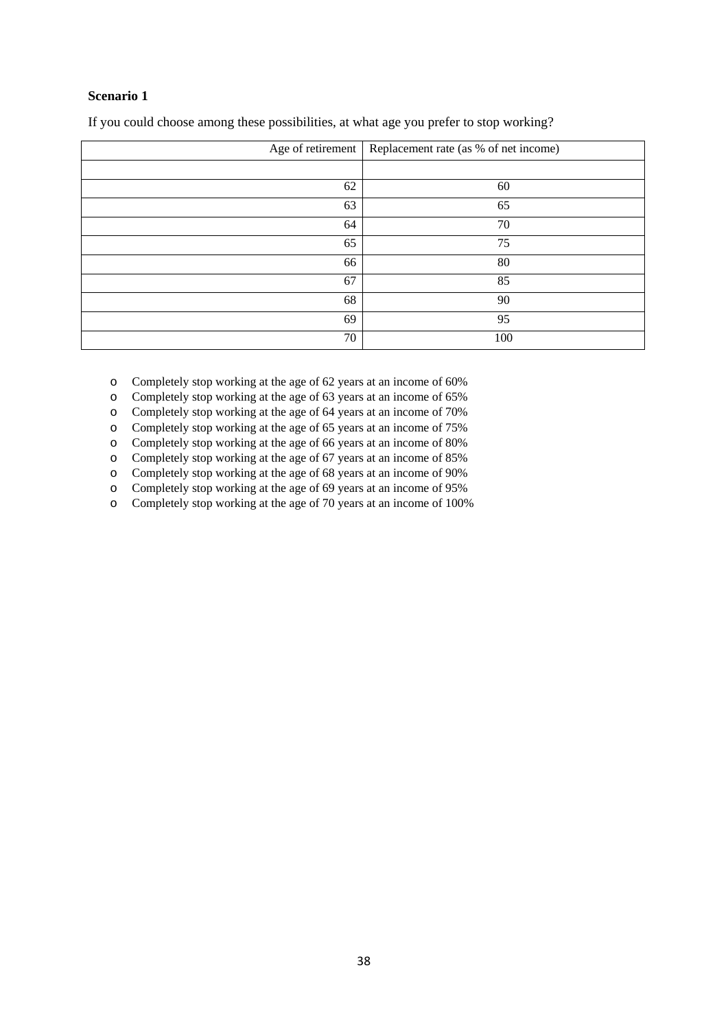**Scenario 1**

If you could choose among these possibilities, at what age you prefer to stop working?

| Age of retirement | Replacement rate (as % of net income) |
|---|---|
| | |
| 62 | 60 |
| 63 | 65 |
| 64 | 70 |
| 65 | 75 |
| 66 | 80 |
| 67 | 85 |
| 68 | 90 |
| 69 | 95 |
| 70 | 100 |

- Completely stop working at the age of 62 years at an income of 60%
- Completely stop working at the age of 63 years at an income of 65%
- Completely stop working at the age of 64 years at an income of 70%
- Completely stop working at the age of 65 years at an income of 75%
- Completely stop working at the age of 66 years at an income of 80%
- Completely stop working at the age of 67 years at an income of 85%
- Completely stop working at the age of 68 years at an income of 90%
- Completely stop working at the age of 69 years at an income of 95%
- Completely stop working at the age of 70 years at an income of 100%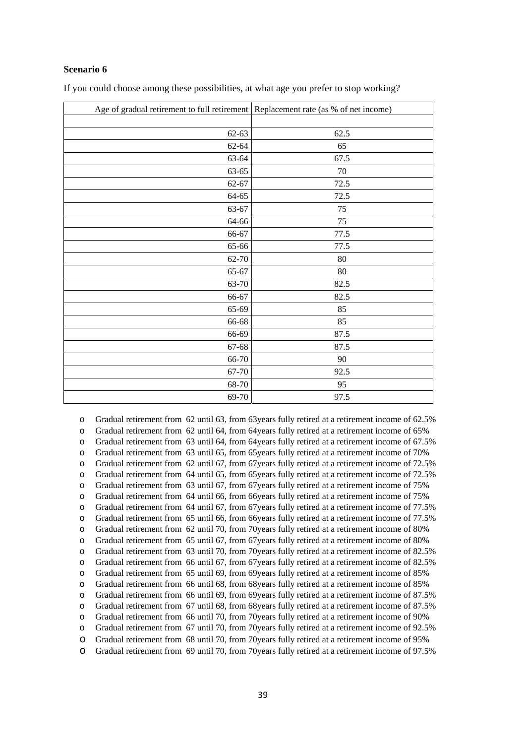**Scenario 6**

If you could choose among these possibilities, at what age you prefer to stop working?

| Age of gradual retirement to full retirement | Replacement rate (as % of net income) |
|---|---|
| | |
| 62-63 | 62.5 |
| 62-64 | 65 |
| 63-64 | 67.5 |
| 63-65 | 70 |
| 62-67 | 72.5 |
| 64-65 | 72.5 |
| 63-67 | 75 |
| 64-66 | 75 |
| 66-67 | 77.5 |
| 65-66 | 77.5 |
| 62-70 | 80 |
| 65-67 | 80 |
| 63-70 | 82.5 |
| 66-67 | 82.5 |
| 65-69 | 85 |
| 66-68 | 85 |
| 66-69 | 87.5 |
| 67-68 | 87.5 |
| 66-70 | 90 |
| 67-70 | 92.5 |
| 68-70 | 95 |
| 69-70 | 97.5 |

- Gradual retirement from 62 until 63, from 63years fully retired at a retirement income of 62.5%
- Gradual retirement from 62 until 64, from 64years fully retired at a retirement income of 65%
- Gradual retirement from 63 until 64, from 64years fully retired at a retirement income of 67.5%
- Gradual retirement from 63 until 65, from 65years fully retired at a retirement income of 70%
- Gradual retirement from 62 until 67, from 67years fully retired at a retirement income of 72.5%
- Gradual retirement from 64 until 65, from 65years fully retired at a retirement income of 72.5%
- Gradual retirement from 63 until 67, from 67years fully retired at a retirement income of 75%
- Gradual retirement from 64 until 66, from 66years fully retired at a retirement income of 75%
- Gradual retirement from 64 until 67, from 67years fully retired at a retirement income of 77.5%
- Gradual retirement from 65 until 66, from 66years fully retired at a retirement income of 77.5%
- Gradual retirement from 62 until 70, from 70years fully retired at a retirement income of 80%
- Gradual retirement from 65 until 67, from 67years fully retired at a retirement income of 80%
- Gradual retirement from 63 until 70, from 70years fully retired at a retirement income of 82.5%
- Gradual retirement from 66 until 67, from 67years fully retired at a retirement income of 82.5%
- Gradual retirement from 65 until 69, from 69years fully retired at a retirement income of 85%
- Gradual retirement from 66 until 68, from 68years fully retired at a retirement income of 85%
- Gradual retirement from 66 until 69, from 69years fully retired at a retirement income of 87.5%
- Gradual retirement from 67 until 68, from 68years fully retired at a retirement income of 87.5%
- Gradual retirement from 66 until 70, from 70years fully retired at a retirement income of 90%
- Gradual retirement from 67 until 70, from 70years fully retired at a retirement income of 92.5%
- Gradual retirement from 68 until 70, from 70years fully retired at a retirement income of 95%
- Gradual retirement from 69 until 70, from 70years fully retired at a retirement income of 97.5%